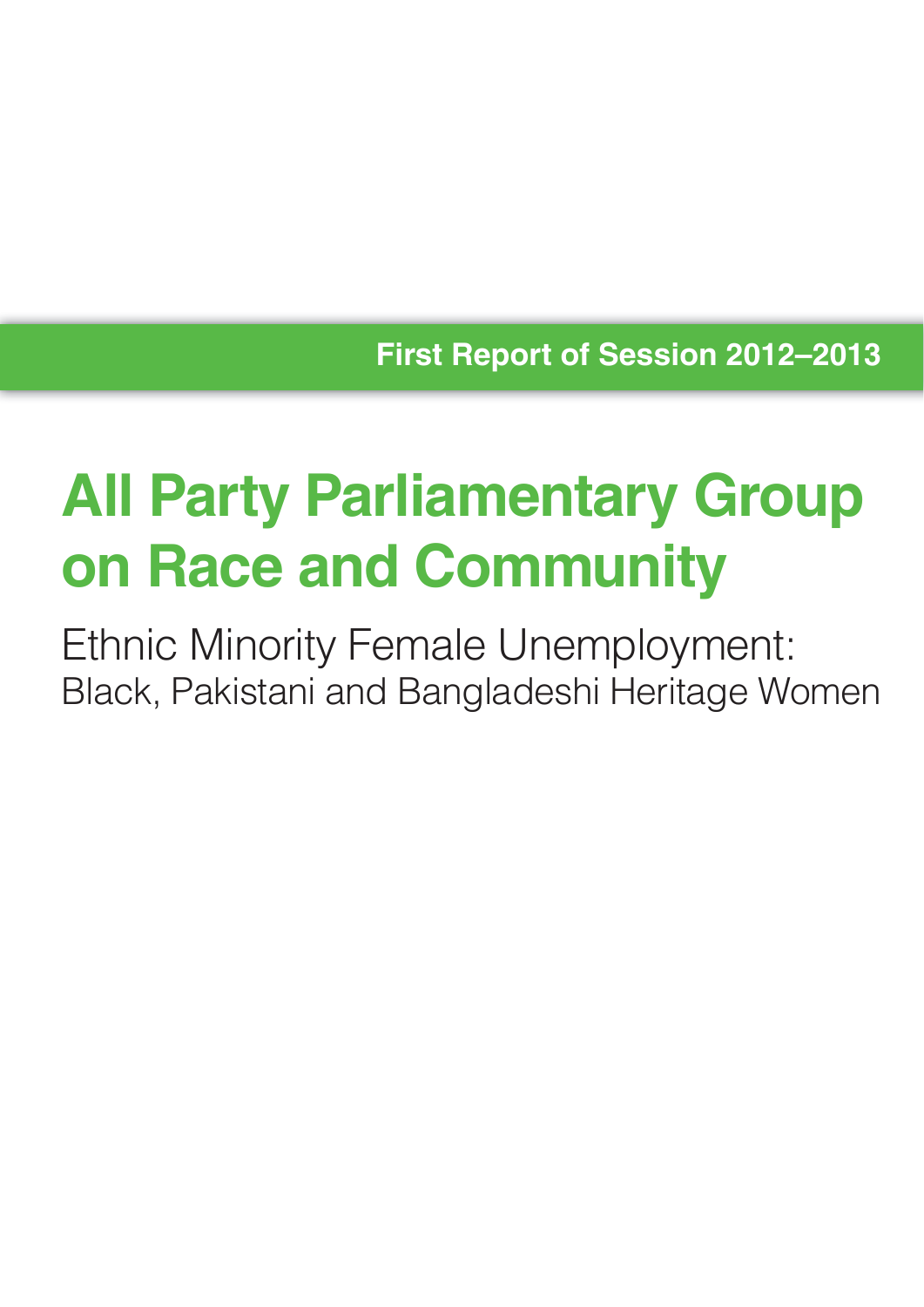**First Report of Session 2012–2013**

# All Party Parliamentary Group on Race and Community

## Ethnic Minority Female Unemployment:

### Black, Pakistani and Bangladeshi Heritage Women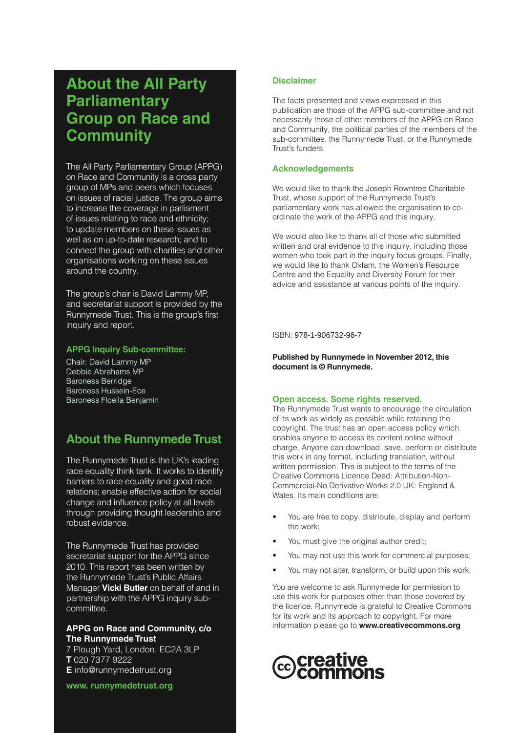## About the All Party Parliamentary Group on Race and Community

The All Party Parliamentary Group (APPG) on Race and Community is a cross party group of MPs and peers which focuses on issues of racial justice. The group aims to increase the coverage in parliament of issues relating to race and ethnicity; to update members on these issues as well as on up-to-date research; and to connect the group with charities and other organisations working on these issues around the country.

The group's chair is David Lammy MP, and secretariat support is provided by the Runnymede Trust. This is the group's first inquiry and report.

### APPG Inquiry Sub-committee:

Chair: David Lammy MP
Debbie Abrahams MP
Baroness Berridge
Baroness Hussein-Ece
Baroness Floella Benjamin

## About the Runnymede Trust

The Runnymede Trust is the UK's leading race equality think tank. It works to identify barriers to race equality and good race relations; enable effective action for social change and influence policy at all levels through providing thought leadership and robust evidence.

The Runnymede Trust has provided secretariat support for the APPG since 2010. This report has been written by the Runnymede Trust's Public Affairs Manager **Vicki Butler** on behalf of and in partnership with the APPG inquiry sub-committee.

**APPG on Race and Community, c/o The Runnymede Trust**
7 Plough Yard, London, EC2A 3LP
**T** 020 7377 9222
**E** info@runnymedetrust.org

**www. runnymedetrust.org**

### Disclaimer

The facts presented and views expressed in this publication are those of the APPG sub-committee and not necessarily those of other members of the APPG on Race and Community, the political parties of the members of the sub-committee, the Runnymede Trust, or the Runnymede Trust's funders.

### Acknowledgements

We would like to thank the Joseph Rowntree Charitable Trust, whose support of the Runnymede Trust's parliamentary work has allowed the organisation to co-ordinate the work of the APPG and this inquiry.

We would also like to thank all of those who submitted written and oral evidence to this inquiry, including those women who took part in the inquiry focus groups. Finally, we would like to thank Oxfam, the Women's Resource Centre and the Equality and Diversity Forum for their advice and assistance at various points of the inquiry.

ISBN: 978-1-906732-96-7

**Published by Runnymede in November 2012, this document is © Runnymede.**

### Open access. Some rights reserved.

The Runnymede Trust wants to encourage the circulation of its work as widely as possible while retaining the copyright. The trust has an open access policy which enables anyone to access its content online without charge. Anyone can download, save, perform or distribute this work in any format, including translation, without written permission. This is subject to the terms of the Creative Commons Licence Deed: Attribution-Non-Commercial-No Derivative Works 2.0 UK: England & Wales. Its main conditions are:

- You are free to copy, distribute, display and perform the work;
- You must give the original author credit;
- You may not use this work for commercial purposes;
- You may not alter, transform, or build upon this work.

You are welcome to ask Runnymede for permission to use this work for purposes other than those covered by the licence. Runnymede is grateful to Creative Commons for its work and its approach to copyright. For more information please go to **www.creativecommons.org**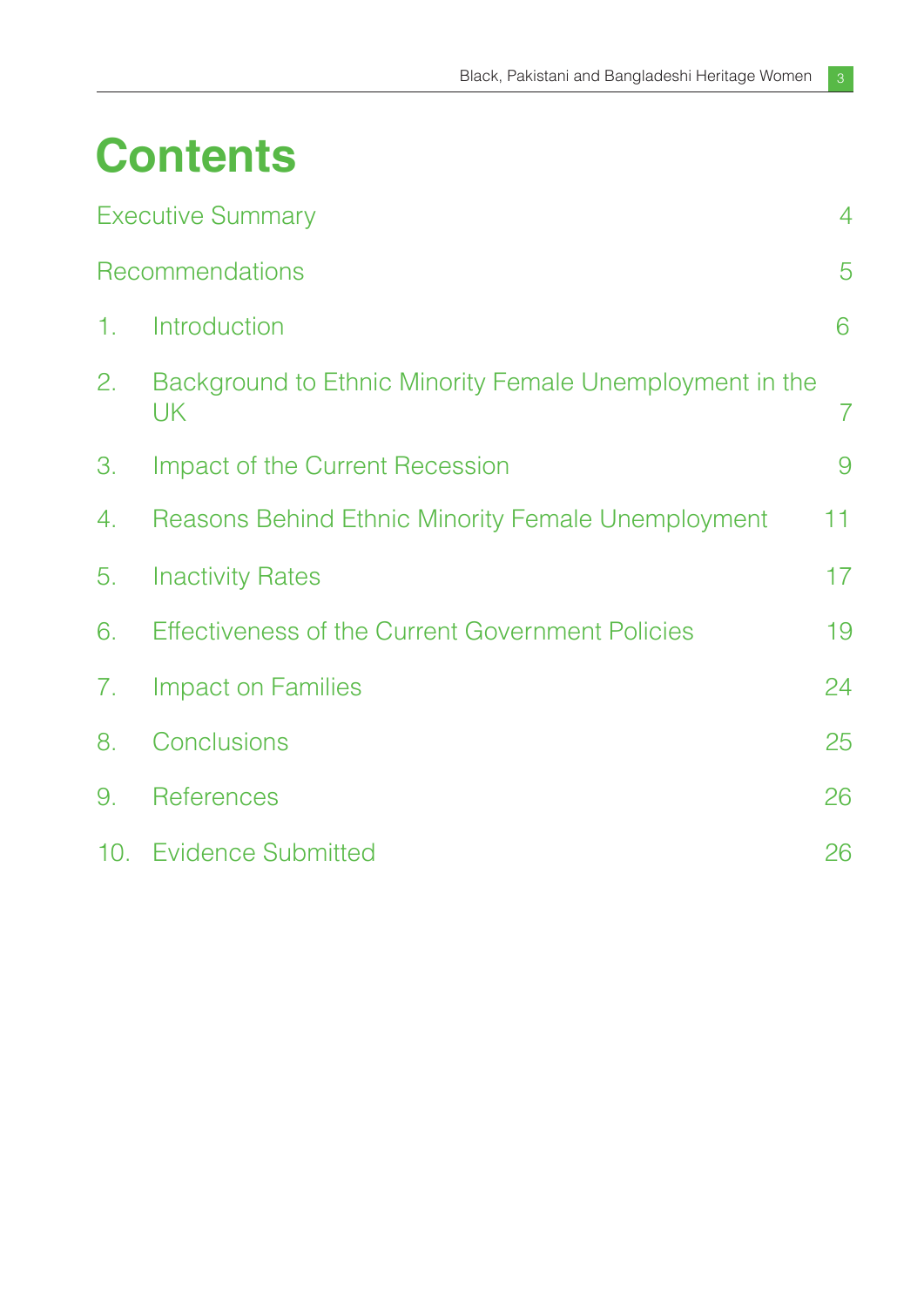# Contents

| | |
|---|---|
| Executive Summary | 4 |
| Recommendations | 5 |
| 1. Introduction | 6 |
| 2. Background to Ethnic Minority Female Unemployment in the UK | 7 |
| 3. Impact of the Current Recession | 9 |
| 4. Reasons Behind Ethnic Minority Female Unemployment | 11 |
| 5. Inactivity Rates | 17 |
| 6. Effectiveness of the Current Government Policies | 19 |
| 7. Impact on Families | 24 |
| 8. Conclusions | 25 |
| 9. References | 26 |
| 10. Evidence Submitted | 26 |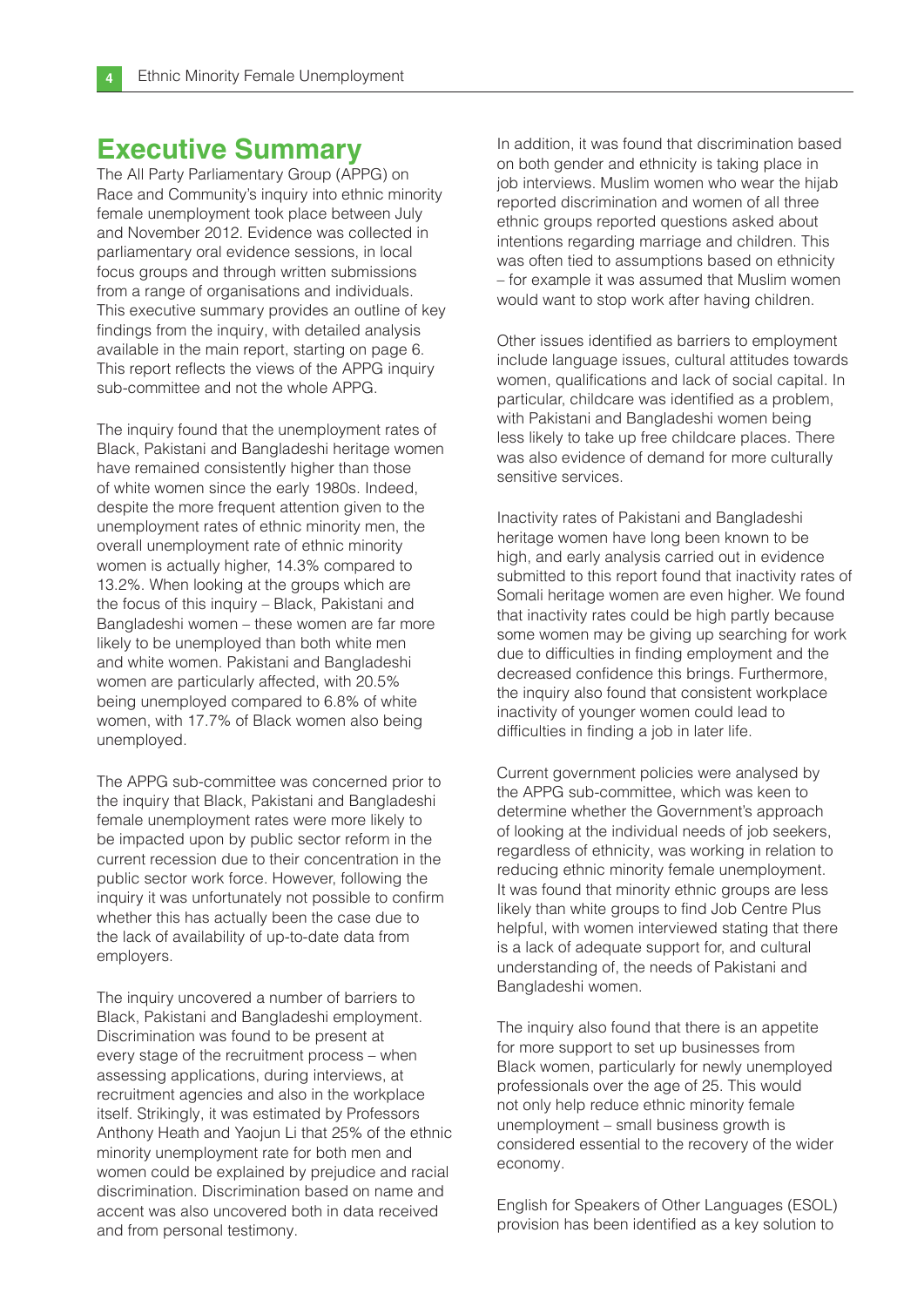## Executive Summary

The All Party Parliamentary Group (APPG) on Race and Community's inquiry into ethnic minority female unemployment took place between July and November 2012. Evidence was collected in parliamentary oral evidence sessions, in local focus groups and through written submissions from a range of organisations and individuals. This executive summary provides an outline of key findings from the inquiry, with detailed analysis available in the main report, starting on page 6. This report reflects the views of the APPG inquiry sub-committee and not the whole APPG.

The inquiry found that the unemployment rates of Black, Pakistani and Bangladeshi heritage women have remained consistently higher than those of white women since the early 1980s. Indeed, despite the more frequent attention given to the unemployment rates of ethnic minority men, the overall unemployment rate of ethnic minority women is actually higher, 14.3% compared to 13.2%. When looking at the groups which are the focus of this inquiry – Black, Pakistani and Bangladeshi women – these women are far more likely to be unemployed than both white men and white women. Pakistani and Bangladeshi women are particularly affected, with 20.5% being unemployed compared to 6.8% of white women, with 17.7% of Black women also being unemployed.

The APPG sub-committee was concerned prior to the inquiry that Black, Pakistani and Bangladeshi female unemployment rates were more likely to be impacted upon by public sector reform in the current recession due to their concentration in the public sector work force. However, following the inquiry it was unfortunately not possible to confirm whether this has actually been the case due to the lack of availability of up-to-date data from employers.

The inquiry uncovered a number of barriers to Black, Pakistani and Bangladeshi employment. Discrimination was found to be present at every stage of the recruitment process – when assessing applications, during interviews, at recruitment agencies and also in the workplace itself. Strikingly, it was estimated by Professors Anthony Heath and Yaojun Li that 25% of the ethnic minority unemployment rate for both men and women could be explained by prejudice and racial discrimination. Discrimination based on name and accent was also uncovered both in data received and from personal testimony.

In addition, it was found that discrimination based on both gender and ethnicity is taking place in job interviews. Muslim women who wear the hijab reported discrimination and women of all three ethnic groups reported questions asked about intentions regarding marriage and children. This was often tied to assumptions based on ethnicity – for example it was assumed that Muslim women would want to stop work after having children.

Other issues identified as barriers to employment include language issues, cultural attitudes towards women, qualifications and lack of social capital. In particular, childcare was identified as a problem, with Pakistani and Bangladeshi women being less likely to take up free childcare places. There was also evidence of demand for more culturally sensitive services.

Inactivity rates of Pakistani and Bangladeshi heritage women have long been known to be high, and early analysis carried out in evidence submitted to this report found that inactivity rates of Somali heritage women are even higher. We found that inactivity rates could be high partly because some women may be giving up searching for work due to difficulties in finding employment and the decreased confidence this brings. Furthermore, the inquiry also found that consistent workplace inactivity of younger women could lead to difficulties in finding a job in later life.

Current government policies were analysed by the APPG sub-committee, which was keen to determine whether the Government's approach of looking at the individual needs of job seekers, regardless of ethnicity, was working in relation to reducing ethnic minority female unemployment. It was found that minority ethnic groups are less likely than white groups to find Job Centre Plus helpful, with women interviewed stating that there is a lack of adequate support for, and cultural understanding of, the needs of Pakistani and Bangladeshi women.

The inquiry also found that there is an appetite for more support to set up businesses from Black women, particularly for newly unemployed professionals over the age of 25. This would not only help reduce ethnic minority female unemployment – small business growth is considered essential to the recovery of the wider economy.

English for Speakers of Other Languages (ESOL) provision has been identified as a key solution to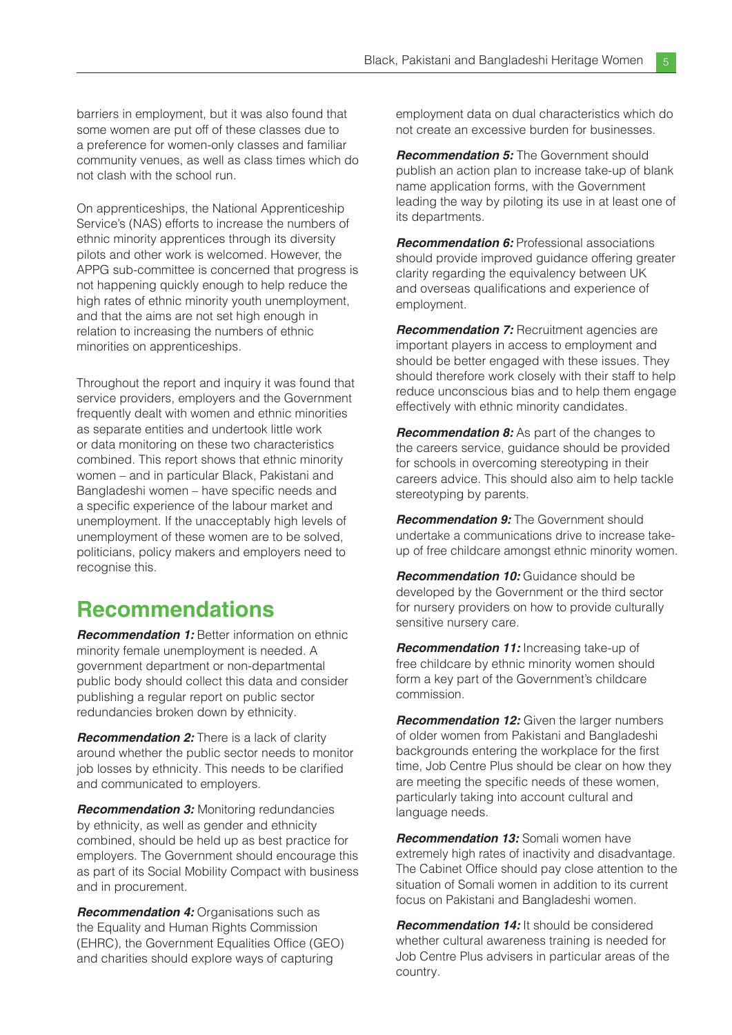barriers in employment, but it was also found that some women are put off of these classes due to a preference for women-only classes and familiar community venues, as well as class times which do not clash with the school run.

On apprenticeships, the National Apprenticeship Service's (NAS) efforts to increase the numbers of ethnic minority apprentices through its diversity pilots and other work is welcomed. However, the APPG sub-committee is concerned that progress is not happening quickly enough to help reduce the high rates of ethnic minority youth unemployment, and that the aims are not set high enough in relation to increasing the numbers of ethnic minorities on apprenticeships.

Throughout the report and inquiry it was found that service providers, employers and the Government frequently dealt with women and ethnic minorities as separate entities and undertook little work or data monitoring on these two characteristics combined. This report shows that ethnic minority women – and in particular Black, Pakistani and Bangladeshi women – have specific needs and a specific experience of the labour market and unemployment. If the unacceptably high levels of unemployment of these women are to be solved, politicians, policy makers and employers need to recognise this.

## Recommendations

***Recommendation 1:*** Better information on ethnic minority female unemployment is needed. A government department or non-departmental public body should collect this data and consider publishing a regular report on public sector redundancies broken down by ethnicity.

***Recommendation 2:*** There is a lack of clarity around whether the public sector needs to monitor job losses by ethnicity. This needs to be clarified and communicated to employers.

***Recommendation 3:*** Monitoring redundancies by ethnicity, as well as gender and ethnicity combined, should be held up as best practice for employers. The Government should encourage this as part of its Social Mobility Compact with business and in procurement.

***Recommendation 4:*** Organisations such as the Equality and Human Rights Commission (EHRC), the Government Equalities Office (GEO) and charities should explore ways of capturing employment data on dual characteristics which do not create an excessive burden for businesses.

***Recommendation 5:*** The Government should publish an action plan to increase take-up of blank name application forms, with the Government leading the way by piloting its use in at least one of its departments.

***Recommendation 6:*** Professional associations should provide improved guidance offering greater clarity regarding the equivalency between UK and overseas qualifications and experience of employment.

***Recommendation 7:*** Recruitment agencies are important players in access to employment and should be better engaged with these issues. They should therefore work closely with their staff to help reduce unconscious bias and to help them engage effectively with ethnic minority candidates.

***Recommendation 8:*** As part of the changes to the careers service, guidance should be provided for schools in overcoming stereotyping in their careers advice. This should also aim to help tackle stereotyping by parents.

***Recommendation 9:*** The Government should undertake a communications drive to increase take-up of free childcare amongst ethnic minority women.

***Recommendation 10:*** Guidance should be developed by the Government or the third sector for nursery providers on how to provide culturally sensitive nursery care.

***Recommendation 11:*** Increasing take-up of free childcare by ethnic minority women should form a key part of the Government's childcare commission.

***Recommendation 12:*** Given the larger numbers of older women from Pakistani and Bangladeshi backgrounds entering the workplace for the first time, Job Centre Plus should be clear on how they are meeting the specific needs of these women, particularly taking into account cultural and language needs.

***Recommendation 13:*** Somali women have extremely high rates of inactivity and disadvantage. The Cabinet Office should pay close attention to the situation of Somali women in addition to its current focus on Pakistani and Bangladeshi women.

***Recommendation 14:*** It should be considered whether cultural awareness training is needed for Job Centre Plus advisers in particular areas of the country.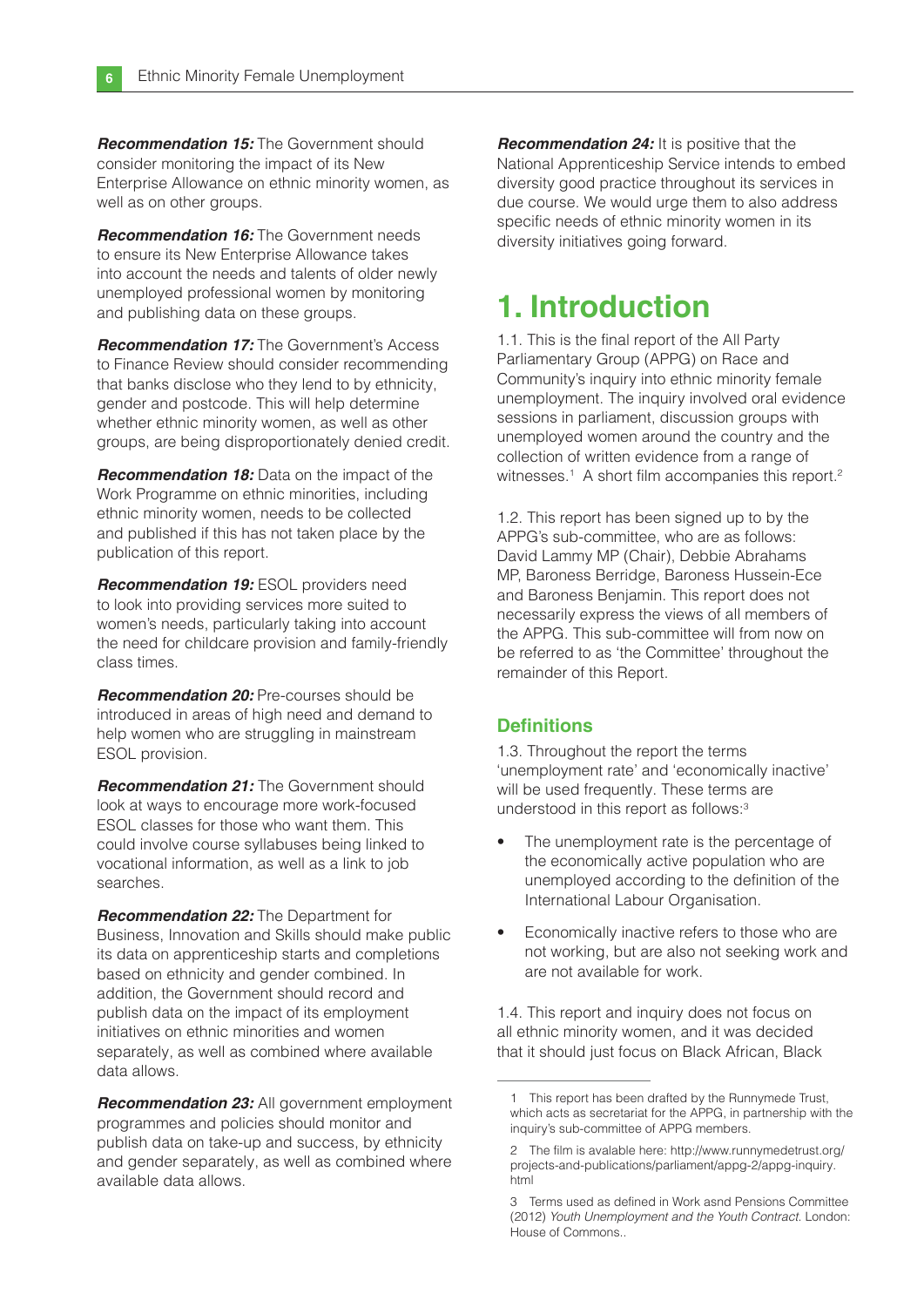***Recommendation 15:*** The Government should consider monitoring the impact of its New Enterprise Allowance on ethnic minority women, as well as on other groups.

***Recommendation 16:*** The Government needs to ensure its New Enterprise Allowance takes into account the needs and talents of older newly unemployed professional women by monitoring and publishing data on these groups.

***Recommendation 17:*** The Government's Access to Finance Review should consider recommending that banks disclose who they lend to by ethnicity, gender and postcode. This will help determine whether ethnic minority women, as well as other groups, are being disproportionately denied credit.

***Recommendation 18:*** Data on the impact of the Work Programme on ethnic minorities, including ethnic minority women, needs to be collected and published if this has not taken place by the publication of this report.

***Recommendation 19:*** ESOL providers need to look into providing services more suited to women's needs, particularly taking into account the need for childcare provision and family-friendly class times.

***Recommendation 20:*** Pre-courses should be introduced in areas of high need and demand to help women who are struggling in mainstream ESOL provision.

***Recommendation 21:*** The Government should look at ways to encourage more work-focused ESOL classes for those who want them. This could involve course syllabuses being linked to vocational information, as well as a link to job searches.

***Recommendation 22:*** The Department for Business, Innovation and Skills should make public its data on apprenticeship starts and completions based on ethnicity and gender combined. In addition, the Government should record and publish data on the impact of its employment initiatives on ethnic minorities and women separately, as well as combined where available data allows.

***Recommendation 23:*** All government employment programmes and policies should monitor and publish data on take-up and success, by ethnicity and gender separately, as well as combined where available data allows.

***Recommendation 24:*** It is positive that the National Apprenticeship Service intends to embed diversity good practice throughout its services in due course. We would urge them to also address specific needs of ethnic minority women in its diversity initiatives going forward.

# 1. Introduction

1.1. This is the final report of the All Party Parliamentary Group (APPG) on Race and Community's inquiry into ethnic minority female unemployment. The inquiry involved oral evidence sessions in parliament, discussion groups with unemployed women around the country and the collection of written evidence from a range of witnesses.[1] A short film accompanies this report.[2]

1.2. This report has been signed up to by the APPG's sub-committee, who are as follows: David Lammy MP (Chair), Debbie Abrahams MP, Baroness Berridge, Baroness Hussein-Ece and Baroness Benjamin. This report does not necessarily express the views of all members of the APPG. This sub-committee will from now on be referred to as 'the Committee' throughout the remainder of this Report.

## Definitions

1.3. Throughout the report the terms 'unemployment rate' and 'economically inactive' will be used frequently. These terms are understood in this report as follows:[3]

- The unemployment rate is the percentage of the economically active population who are unemployed according to the definition of the International Labour Organisation.
- Economically inactive refers to those who are not working, but are also not seeking work and are not available for work.

1.4. This report and inquiry does not focus on all ethnic minority women, and it was decided that it should just focus on Black African, Black

---

1 This report has been drafted by the Runnymede Trust, which acts as secretariat for the APPG, in partnership with the inquiry's sub-committee of APPG members.

2 The film is avalable here: http://www.runnymedetrust.org/projects-and-publications/parliament/appg-2/appg-inquiry.html

3 Terms used as defined in Work asnd Pensions Committee (2012) *Youth Unemployment and the Youth Contract*. London: House of Commons..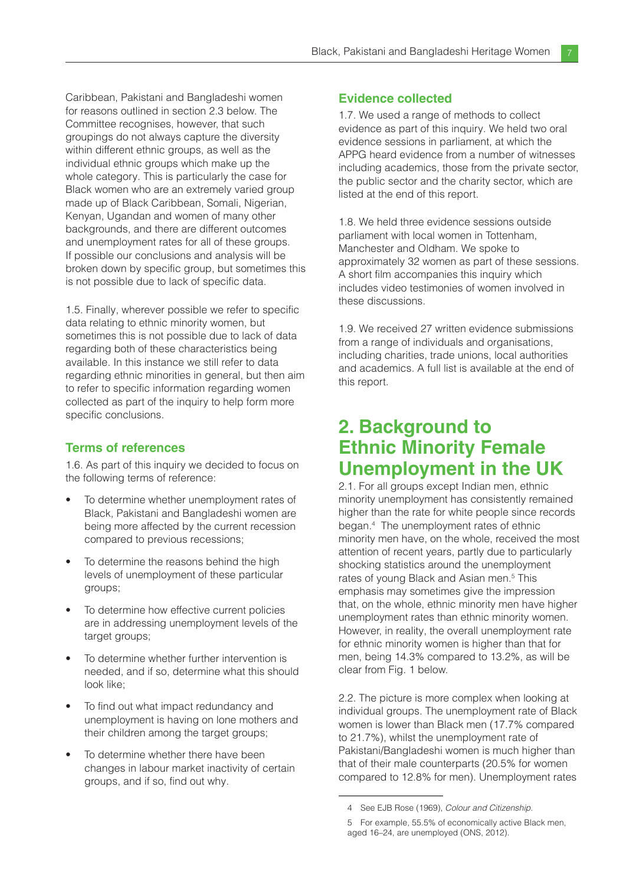Caribbean, Pakistani and Bangladeshi women for reasons outlined in section 2.3 below. The Committee recognises, however, that such groupings do not always capture the diversity within different ethnic groups, as well as the individual ethnic groups which make up the whole category. This is particularly the case for Black women who are an extremely varied group made up of Black Caribbean, Somali, Nigerian, Kenyan, Ugandan and women of many other backgrounds, and there are different outcomes and unemployment rates for all of these groups. If possible our conclusions and analysis will be broken down by specific group, but sometimes this is not possible due to lack of specific data.

1.5. Finally, wherever possible we refer to specific data relating to ethnic minority women, but sometimes this is not possible due to lack of data regarding both of these characteristics being available. In this instance we still refer to data regarding ethnic minorities in general, but then aim to refer to specific information regarding women collected as part of the inquiry to help form more specific conclusions.

### Terms of references

1.6. As part of this inquiry we decided to focus on the following terms of reference:

- To determine whether unemployment rates of Black, Pakistani and Bangladeshi women are being more affected by the current recession compared to previous recessions;
- To determine the reasons behind the high levels of unemployment of these particular groups;
- To determine how effective current policies are in addressing unemployment levels of the target groups;
- To determine whether further intervention is needed, and if so, determine what this should look like;
- To find out what impact redundancy and unemployment is having on lone mothers and their children among the target groups;
- To determine whether there have been changes in labour market inactivity of certain groups, and if so, find out why.

### Evidence collected

1.7. We used a range of methods to collect evidence as part of this inquiry. We held two oral evidence sessions in parliament, at which the APPG heard evidence from a number of witnesses including academics, those from the private sector, the public sector and the charity sector, which are listed at the end of this report.

1.8. We held three evidence sessions outside parliament with local women in Tottenham, Manchester and Oldham. We spoke to approximately 32 women as part of these sessions. A short film accompanies this inquiry which includes video testimonies of women involved in these discussions.

1.9. We received 27 written evidence submissions from a range of individuals and organisations, including charities, trade unions, local authorities and academics. A full list is available at the end of this report.

## 2. Background to Ethnic Minority Female Unemployment in the UK

2.1. For all groups except Indian men, ethnic minority unemployment has consistently remained higher than the rate for white people since records began.[4] The unemployment rates of ethnic minority men have, on the whole, received the most attention of recent years, partly due to particularly shocking statistics around the unemployment rates of young Black and Asian men.[5] This emphasis may sometimes give the impression that, on the whole, ethnic minority men have higher unemployment rates than ethnic minority women. However, in reality, the overall unemployment rate for ethnic minority women is higher than that for men, being 14.3% compared to 13.2%, as will be clear from Fig. 1 below.

2.2. The picture is more complex when looking at individual groups. The unemployment rate of Black women is lower than Black men (17.7% compared to 21.7%), whilst the unemployment rate of Pakistani/Bangladeshi women is much higher than that of their male counterparts (20.5% for women compared to 12.8% for men). Unemployment rates

---

4 See EJB Rose (1969), *Colour and Citizenship*.

5 For example, 55.5% of economically active Black men, aged 16–24, are unemployed (ONS, 2012).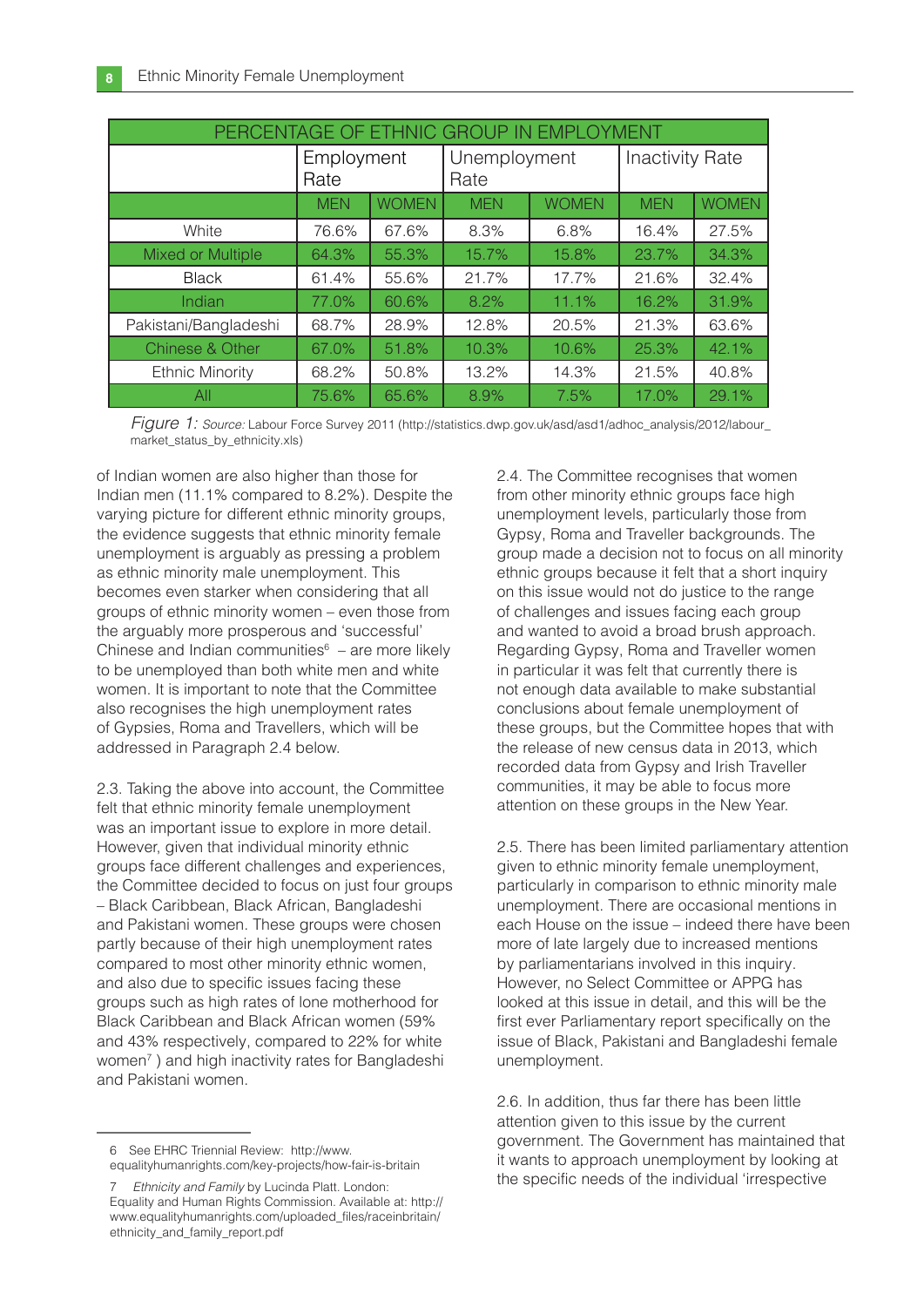| PERCENTAGE OF ETHNIC GROUP IN EMPLOYMENT | | | | | | |
|---|---|---|---|---|---|---|
| | Employment Rate | | Unemployment Rate | | Inactivity Rate | |
| | MEN | WOMEN | MEN | WOMEN | MEN | WOMEN |
| White | 76.6% | 67.6% | 8.3% | 6.8% | 16.4% | 27.5% |
| Mixed or Multiple | 64.3% | 55.3% | 15.7% | 15.8% | 23.7% | 34.3% |
| Black | 61.4% | 55.6% | 21.7% | 17.7% | 21.6% | 32.4% |
| Indian | 77.0% | 60.6% | 8.2% | 11.1% | 16.2% | 31.9% |
| Pakistani/Bangladeshi | 68.7% | 28.9% | 12.8% | 20.5% | 21.3% | 63.6% |
| Chinese & Other | 67.0% | 51.8% | 10.3% | 10.6% | 25.3% | 42.1% |
| Ethnic Minority | 68.2% | 50.8% | 13.2% | 14.3% | 21.5% | 40.8% |
| All | 75.6% | 65.6% | 8.9% | 7.5% | 17.0% | 29.1% |

*Figure 1: Source:* Labour Force Survey 2011 (http://statistics.dwp.gov.uk/asd/asd1/adhoc_analysis/2012/labour_market_status_by_ethnicity.xls)

of Indian women are also higher than those for Indian men (11.1% compared to 8.2%). Despite the varying picture for different ethnic minority groups, the evidence suggests that ethnic minority female unemployment is arguably as pressing a problem as ethnic minority male unemployment. This becomes even starker when considering that all groups of ethnic minority women – even those from the arguably more prosperous and 'successful' Chinese and Indian communities[6] – are more likely to be unemployed than both white men and white women. It is important to note that the Committee also recognises the high unemployment rates of Gypsies, Roma and Travellers, which will be addressed in Paragraph 2.4 below.

2.3. Taking the above into account, the Committee felt that ethnic minority female unemployment was an important issue to explore in more detail. However, given that individual minority ethnic groups face different challenges and experiences, the Committee decided to focus on just four groups – Black Caribbean, Black African, Bangladeshi and Pakistani women. These groups were chosen partly because of their high unemployment rates compared to most other minority ethnic women, and also due to specific issues facing these groups such as high rates of lone motherhood for Black Caribbean and Black African women (59% and 43% respectively, compared to 22% for white women[7] ) and high inactivity rates for Bangladeshi and Pakistani women.

2.4. The Committee recognises that women from other minority ethnic groups face high unemployment levels, particularly those from Gypsy, Roma and Traveller backgrounds. The group made a decision not to focus on all minority ethnic groups because it felt that a short inquiry on this issue would not do justice to the range of challenges and issues facing each group and wanted to avoid a broad brush approach. Regarding Gypsy, Roma and Traveller women in particular it was felt that currently there is not enough data available to make substantial conclusions about female unemployment of these groups, but the Committee hopes that with the release of new census data in 2013, which recorded data from Gypsy and Irish Traveller communities, it may be able to focus more attention on these groups in the New Year.

2.5. There has been limited parliamentary attention given to ethnic minority female unemployment, particularly in comparison to ethnic minority male unemployment. There are occasional mentions in each House on the issue – indeed there have been more of late largely due to increased mentions by parliamentarians involved in this inquiry. However, no Select Committee or APPG has looked at this issue in detail, and this will be the first ever Parliamentary report specifically on the issue of Black, Pakistani and Bangladeshi female unemployment.

2.6. In addition, thus far there has been little attention given to this issue by the current government. The Government has maintained that it wants to approach unemployment by looking at the specific needs of the individual 'irrespective

---

6 See EHRC Triennial Review: http://www.equalityhumanrights.com/key-projects/how-fair-is-britain

7 *Ethnicity and Family* by Lucinda Platt. London: Equality and Human Rights Commission. Available at: http://www.equalityhumanrights.com/uploaded_files/raceinbritain/ethnicity_and_family_report.pdf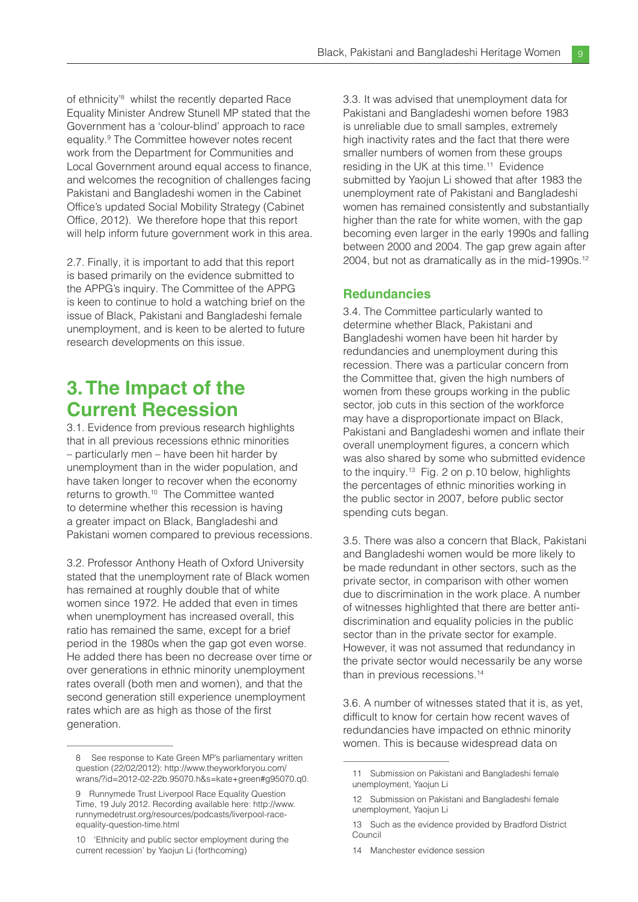of ethnicity'[8] whilst the recently departed Race Equality Minister Andrew Stunell MP stated that the Government has a 'colour-blind' approach to race equality.[9] The Committee however notes recent work from the Department for Communities and Local Government around equal access to finance, and welcomes the recognition of challenges facing Pakistani and Bangladeshi women in the Cabinet Office's updated Social Mobility Strategy (Cabinet Office, 2012). We therefore hope that this report will help inform future government work in this area.

2.7. Finally, it is important to add that this report is based primarily on the evidence submitted to the APPG's inquiry. The Committee of the APPG is keen to continue to hold a watching brief on the issue of Black, Pakistani and Bangladeshi female unemployment, and is keen to be alerted to future research developments on this issue.

# 3. The Impact of the Current Recession

3.1. Evidence from previous research highlights that in all previous recessions ethnic minorities – particularly men – have been hit harder by unemployment than in the wider population, and have taken longer to recover when the economy returns to growth.[10] The Committee wanted to determine whether this recession is having a greater impact on Black, Bangladeshi and Pakistani women compared to previous recessions.

3.2. Professor Anthony Heath of Oxford University stated that the unemployment rate of Black women has remained at roughly double that of white women since 1972. He added that even in times when unemployment has increased overall, this ratio has remained the same, except for a brief period in the 1980s when the gap got even worse. He added there has been no decrease over time or over generations in ethnic minority unemployment rates overall (both men and women), and that the second generation still experience unemployment rates which are as high as those of the first generation.

3.3. It was advised that unemployment data for Pakistani and Bangladeshi women before 1983 is unreliable due to small samples, extremely high inactivity rates and the fact that there were smaller numbers of women from these groups residing in the UK at this time.[11] Evidence submitted by Yaojun Li showed that after 1983 the unemployment rate of Pakistani and Bangladeshi women has remained consistently and substantially higher than the rate for white women, with the gap becoming even larger in the early 1990s and falling between 2000 and 2004. The gap grew again after 2004, but not as dramatically as in the mid-1990s.[12]

## Redundancies

3.4. The Committee particularly wanted to determine whether Black, Pakistani and Bangladeshi women have been hit harder by redundancies and unemployment during this recession. There was a particular concern from the Committee that, given the high numbers of women from these groups working in the public sector, job cuts in this section of the workforce may have a disproportionate impact on Black, Pakistani and Bangladeshi women and inflate their overall unemployment figures, a concern which was also shared by some who submitted evidence to the inquiry.[13] Fig. 2 on p.10 below, highlights the percentages of ethnic minorities working in the public sector in 2007, before public sector spending cuts began.

3.5. There was also a concern that Black, Pakistani and Bangladeshi women would be more likely to be made redundant in other sectors, such as the private sector, in comparison with other women due to discrimination in the work place. A number of witnesses highlighted that there are better anti-discrimination and equality policies in the public sector than in the private sector for example. However, it was not assumed that redundancy in the private sector would necessarily be any worse than in previous recessions.[14]

3.6. A number of witnesses stated that it is, as yet, difficult to know for certain how recent waves of redundancies have impacted on ethnic minority women. This is because widespread data on

---

8 See response to Kate Green MP's parliamentary written question (22/02/2012): http://www.theyworkforyou.com/wrans/?id=2012-02-22b.95070.h&s=kate+green#g95070.q0.

9 Runnymede Trust Liverpool Race Equality Question Time, 19 July 2012. Recording available here: http://www.runnymedetrust.org/resources/podcasts/liverpool-race-equality-question-time.html

10 'Ethnicity and public sector employment during the current recession' by Yaojun Li (forthcoming)

11 Submission on Pakistani and Bangladeshi female unemployment, Yaojun Li

12 Submission on Pakistani and Bangladeshi female unemployment, Yaojun Li

13 Such as the evidence provided by Bradford District Council

14 Manchester evidence session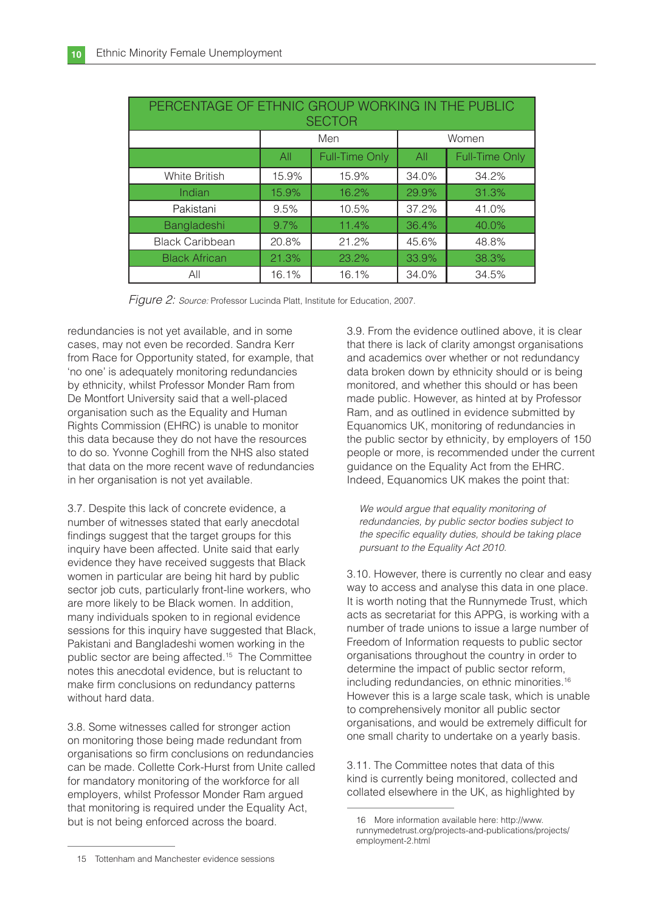| PERCENTAGE OF ETHNIC GROUP WORKING IN THE PUBLIC SECTOR | | | | |
|---|---|---|---|---|
| | Men | | Women | |
| | All | Full-Time Only | All | Full-Time Only |
| White British | 15.9% | 15.9% | 34.0% | 34.2% |
| Indian | 15.9% | 16.2% | 29.9% | 31.3% |
| Pakistani | 9.5% | 10.5% | 37.2% | 41.0% |
| Bangladeshi | 9.7% | 11.4% | 36.4% | 40.0% |
| Black Caribbean | 20.8% | 21.2% | 45.6% | 48.8% |
| Black African | 21.3% | 23.2% | 33.9% | 38.3% |
| All | 16.1% | 16.1% | 34.0% | 34.5% |

*Figure 2: Source:* Professor Lucinda Platt, Institute for Education, 2007.

redundancies is not yet available, and in some cases, may not even be recorded. Sandra Kerr from Race for Opportunity stated, for example, that 'no one' is adequately monitoring redundancies by ethnicity, whilst Professor Monder Ram from De Montfort University said that a well-placed organisation such as the Equality and Human Rights Commission (EHRC) is unable to monitor this data because they do not have the resources to do so. Yvonne Coghill from the NHS also stated that data on the more recent wave of redundancies in her organisation is not yet available.

3.7. Despite this lack of concrete evidence, a number of witnesses stated that early anecdotal findings suggest that the target groups for this inquiry have been affected. Unite said that early evidence they have received suggests that Black women in particular are being hit hard by public sector job cuts, particularly front-line workers, who are more likely to be Black women. In addition, many individuals spoken to in regional evidence sessions for this inquiry have suggested that Black, Pakistani and Bangladeshi women working in the public sector are being affected.[15] The Committee notes this anecdotal evidence, but is reluctant to make firm conclusions on redundancy patterns without hard data.

3.8. Some witnesses called for stronger action on monitoring those being made redundant from organisations so firm conclusions on redundancies can be made. Collette Cork-Hurst from Unite called for mandatory monitoring of the workforce for all employers, whilst Professor Monder Ram argued that monitoring is required under the Equality Act, but is not being enforced across the board.

3.9. From the evidence outlined above, it is clear that there is lack of clarity amongst organisations and academics over whether or not redundancy data broken down by ethnicity should or is being monitored, and whether this should or has been made public. However, as hinted at by Professor Ram, and as outlined in evidence submitted by Equanomics UK, monitoring of redundancies in the public sector by ethnicity, by employers of 150 people or more, is recommended under the current guidance on the Equality Act from the EHRC. Indeed, Equanomics UK makes the point that:

> *We would argue that equality monitoring of redundancies, by public sector bodies subject to the specific equality duties, should be taking place pursuant to the Equality Act 2010.*

3.10. However, there is currently no clear and easy way to access and analyse this data in one place. It is worth noting that the Runnymede Trust, which acts as secretariat for this APPG, is working with a number of trade unions to issue a large number of Freedom of Information requests to public sector organisations throughout the country in order to determine the impact of public sector reform, including redundancies, on ethnic minorities.[16] However this is a large scale task, which is unable to comprehensively monitor all public sector organisations, and would be extremely difficult for one small charity to undertake on a yearly basis.

3.11. The Committee notes that data of this kind is currently being monitored, collected and collated elsewhere in the UK, as highlighted by

15 Tottenham and Manchester evidence sessions

16 More information available here: http://www.runnymedetrust.org/projects-and-publications/projects/employment-2.html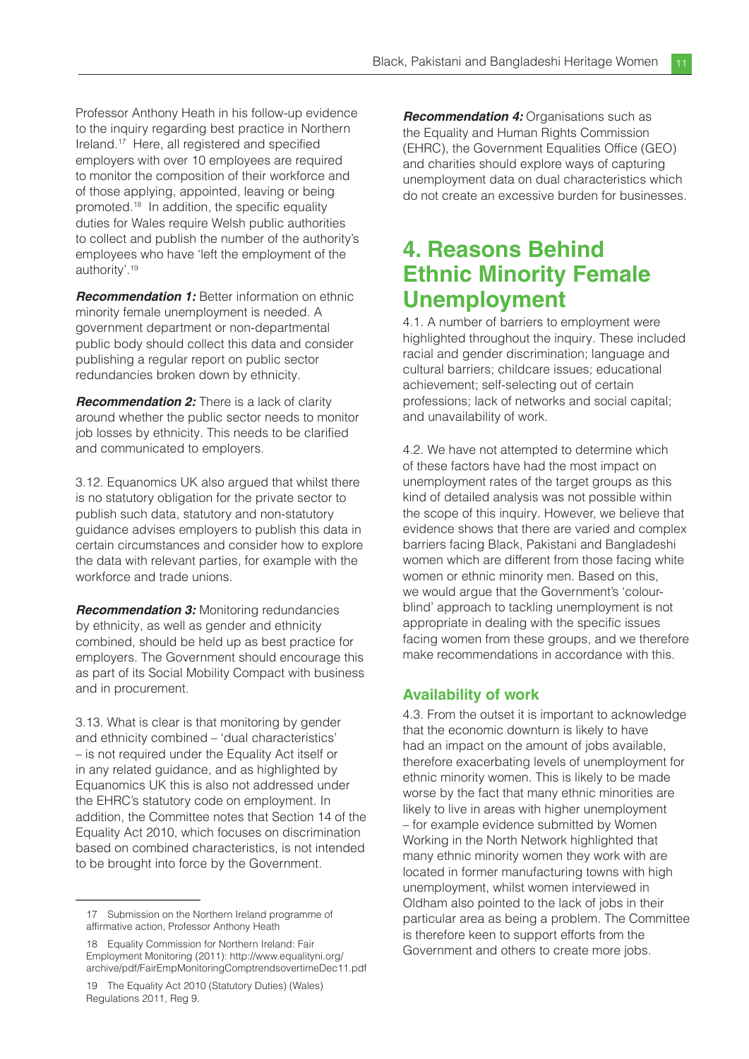Professor Anthony Heath in his follow-up evidence to the inquiry regarding best practice in Northern Ireland.[17] Here, all registered and specified employers with over 10 employees are required to monitor the composition of their workforce and of those applying, appointed, leaving or being promoted.[18] In addition, the specific equality duties for Wales require Welsh public authorities to collect and publish the number of the authority's employees who have 'left the employment of the authority'.[19]

***Recommendation 1:*** Better information on ethnic minority female unemployment is needed. A government department or non-departmental public body should collect this data and consider publishing a regular report on public sector redundancies broken down by ethnicity.

***Recommendation 2:*** There is a lack of clarity around whether the public sector needs to monitor job losses by ethnicity. This needs to be clarified and communicated to employers.

3.12. Equanomics UK also argued that whilst there is no statutory obligation for the private sector to publish such data, statutory and non-statutory guidance advises employers to publish this data in certain circumstances and consider how to explore the data with relevant parties, for example with the workforce and trade unions.

***Recommendation 3:*** Monitoring redundancies by ethnicity, as well as gender and ethnicity combined, should be held up as best practice for employers. The Government should encourage this as part of its Social Mobility Compact with business and in procurement.

3.13. What is clear is that monitoring by gender and ethnicity combined – 'dual characteristics' – is not required under the Equality Act itself or in any related guidance, and as highlighted by Equanomics UK this is also not addressed under the EHRC's statutory code on employment. In addition, the Committee notes that Section 14 of the Equality Act 2010, which focuses on discrimination based on combined characteristics, is not intended to be brought into force by the Government.

***Recommendation 4:*** Organisations such as the Equality and Human Rights Commission (EHRC), the Government Equalities Office (GEO) and charities should explore ways of capturing unemployment data on dual characteristics which do not create an excessive burden for businesses.

# 4. Reasons Behind Ethnic Minority Female Unemployment

4.1. A number of barriers to employment were highlighted throughout the inquiry. These included racial and gender discrimination; language and cultural barriers; childcare issues; educational achievement; self-selecting out of certain professions; lack of networks and social capital; and unavailability of work.

4.2. We have not attempted to determine which of these factors have had the most impact on unemployment rates of the target groups as this kind of detailed analysis was not possible within the scope of this inquiry. However, we believe that evidence shows that there are varied and complex barriers facing Black, Pakistani and Bangladeshi women which are different from those facing white women or ethnic minority men. Based on this, we would argue that the Government's 'colour-blind' approach to tackling unemployment is not appropriate in dealing with the specific issues facing women from these groups, and we therefore make recommendations in accordance with this.

## Availability of work

4.3. From the outset it is important to acknowledge that the economic downturn is likely to have had an impact on the amount of jobs available, therefore exacerbating levels of unemployment for ethnic minority women. This is likely to be made worse by the fact that many ethnic minorities are likely to live in areas with higher unemployment – for example evidence submitted by Women Working in the North Network highlighted that many ethnic minority women they work with are located in former manufacturing towns with high unemployment, whilst women interviewed in Oldham also pointed to the lack of jobs in their particular area as being a problem. The Committee is therefore keen to support efforts from the Government and others to create more jobs.

---

17 Submission on the Northern Ireland programme of affirmative action, Professor Anthony Heath

18 Equality Commission for Northern Ireland: Fair Employment Monitoring (2011): http://www.equalityni.org/archive/pdf/FairEmpMonitoringComptrendsovertimeDec11.pdf

19 The Equality Act 2010 (Statutory Duties) (Wales) Regulations 2011, Reg 9.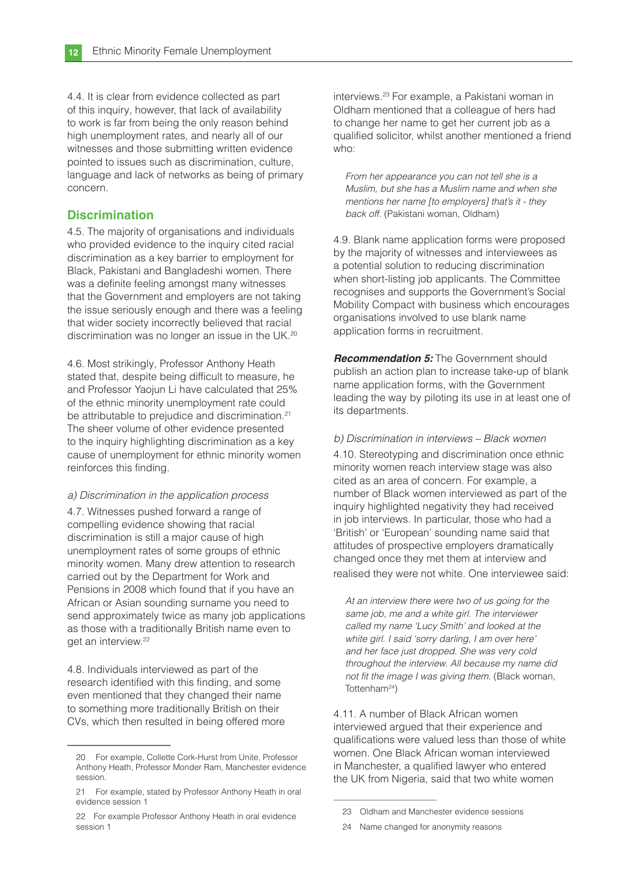4.4. It is clear from evidence collected as part of this inquiry, however, that lack of availability to work is far from being the only reason behind high unemployment rates, and nearly all of our witnesses and those submitting written evidence pointed to issues such as discrimination, culture, language and lack of networks as being of primary concern.

## Discrimination

4.5. The majority of organisations and individuals who provided evidence to the inquiry cited racial discrimination as a key barrier to employment for Black, Pakistani and Bangladeshi women. There was a definite feeling amongst many witnesses that the Government and employers are not taking the issue seriously enough and there was a feeling that wider society incorrectly believed that racial discrimination was no longer an issue in the UK.[20]

4.6. Most strikingly, Professor Anthony Heath stated that, despite being difficult to measure, he and Professor Yaojun Li have calculated that 25% of the ethnic minority unemployment rate could be attributable to prejudice and discrimination.[21] The sheer volume of other evidence presented to the inquiry highlighting discrimination as a key cause of unemployment for ethnic minority women reinforces this finding.

*a) Discrimination in the application process*

4.7. Witnesses pushed forward a range of compelling evidence showing that racial discrimination is still a major cause of high unemployment rates of some groups of ethnic minority women. Many drew attention to research carried out by the Department for Work and Pensions in 2008 which found that if you have an African or Asian sounding surname you need to send approximately twice as many job applications as those with a traditionally British name even to get an interview.[22]

4.8. Individuals interviewed as part of the research identified with this finding, and some even mentioned that they changed their name to something more traditionally British on their CVs, which then resulted in being offered more interviews.[23] For example, a Pakistani woman in Oldham mentioned that a colleague of hers had to change her name to get her current job as a qualified solicitor, whilst another mentioned a friend who:

> *From her appearance you can not tell she is a Muslim, but she has a Muslim name and when she mentions her name [to employers] that's it - they back off.* (Pakistani woman, Oldham)

4.9. Blank name application forms were proposed by the majority of witnesses and interviewees as a potential solution to reducing discrimination when short-listing job applicants. The Committee recognises and supports the Government's Social Mobility Compact with business which encourages organisations involved to use blank name application forms in recruitment.

***Recommendation 5:*** The Government should publish an action plan to increase take-up of blank name application forms, with the Government leading the way by piloting its use in at least one of its departments.

*b) Discrimination in interviews – Black women*

4.10. Stereotyping and discrimination once ethnic minority women reach interview stage was also cited as an area of concern. For example, a number of Black women interviewed as part of the inquiry highlighted negativity they had received in job interviews. In particular, those who had a 'British' or 'European' sounding name said that attitudes of prospective employers dramatically changed once they met them at interview and realised they were not white. One interviewee said:

> *At an interview there were two of us going for the same job, me and a white girl. The interviewer called my name 'Lucy Smith' and looked at the white girl. I said 'sorry darling, I am over here' and her face just dropped. She was very cold throughout the interview. All because my name did not fit the image I was giving them.* (Black woman, Tottenham[24])

4.11. A number of Black African women interviewed argued that their experience and qualifications were valued less than those of white women. One Black African woman interviewed in Manchester, a qualified lawyer who entered the UK from Nigeria, said that two white women

---

20 For example, Collette Cork-Hurst from Unite, Professor Anthony Heath, Professor Monder Ram, Manchester evidence session.

21 For example, stated by Professor Anthony Heath in oral evidence session 1

22 For example Professor Anthony Heath in oral evidence session 1

23 Oldham and Manchester evidence sessions

24 Name changed for anonymity reasons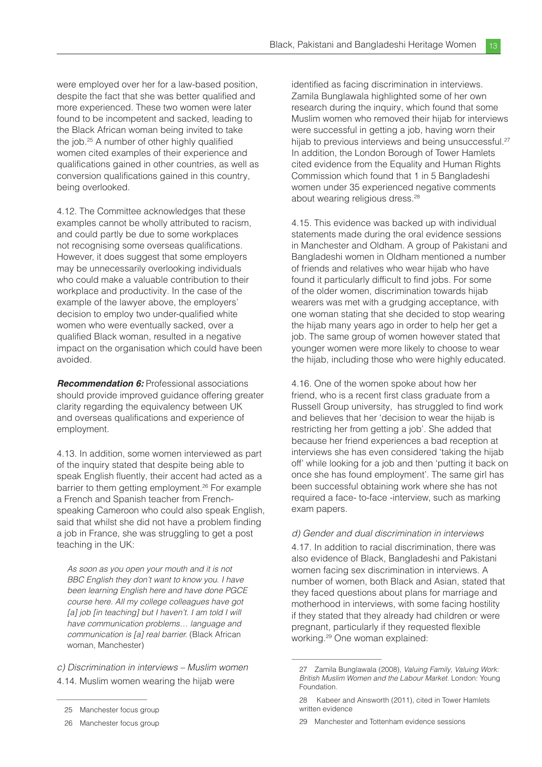were employed over her for a law-based position, despite the fact that she was better qualified and more experienced. These two women were later found to be incompetent and sacked, leading to the Black African woman being invited to take the job.[25] A number of other highly qualified women cited examples of their experience and qualifications gained in other countries, as well as conversion qualifications gained in this country, being overlooked.

4.12. The Committee acknowledges that these examples cannot be wholly attributed to racism, and could partly be due to some workplaces not recognising some overseas qualifications. However, it does suggest that some employers may be unnecessarily overlooking individuals who could make a valuable contribution to their workplace and productivity. In the case of the example of the lawyer above, the employers' decision to employ two under-qualified white women who were eventually sacked, over a qualified Black woman, resulted in a negative impact on the organisation which could have been avoided.

***Recommendation 6:*** Professional associations should provide improved guidance offering greater clarity regarding the equivalency between UK and overseas qualifications and experience of employment.

4.13. In addition, some women interviewed as part of the inquiry stated that despite being able to speak English fluently, their accent had acted as a barrier to them getting employment.[26] For example a French and Spanish teacher from French-speaking Cameroon who could also speak English, said that whilst she did not have a problem finding a job in France, she was struggling to get a post teaching in the UK:

> *As soon as you open your mouth and it is not BBC English they don't want to know you. I have been learning English here and have done PGCE course here. All my college colleagues have got [a] job [in teaching] but I haven't. I am told I will have communication problems… language and communication is [a] real barrier.* (Black African woman, Manchester)

*c) Discrimination in interviews – Muslim women*

4.14. Muslim women wearing the hijab were identified as facing discrimination in interviews. Zamila Bunglawala highlighted some of her own research during the inquiry, which found that some Muslim women who removed their hijab for interviews were successful in getting a job, having worn their hijab to previous interviews and being unsuccessful.[27] In addition, the London Borough of Tower Hamlets cited evidence from the Equality and Human Rights Commission which found that 1 in 5 Bangladeshi women under 35 experienced negative comments about wearing religious dress.[28]

4.15. This evidence was backed up with individual statements made during the oral evidence sessions in Manchester and Oldham. A group of Pakistani and Bangladeshi women in Oldham mentioned a number of friends and relatives who wear hijab who have found it particularly difficult to find jobs. For some of the older women, discrimination towards hijab wearers was met with a grudging acceptance, with one woman stating that she decided to stop wearing the hijab many years ago in order to help her get a job. The same group of women however stated that younger women were more likely to choose to wear the hijab, including those who were highly educated.

4.16. One of the women spoke about how her friend, who is a recent first class graduate from a Russell Group university, has struggled to find work and believes that her 'decision to wear the hijab is restricting her from getting a job'. She added that because her friend experiences a bad reception at interviews she has even considered 'taking the hijab off' while looking for a job and then 'putting it back on once she has found employment'. The same girl has been successful obtaining work where she has not required a face- to-face -interview, such as marking exam papers.

*d) Gender and dual discrimination in interviews*

4.17. In addition to racial discrimination, there was also evidence of Black, Bangladeshi and Pakistani women facing sex discrimination in interviews. A number of women, both Black and Asian, stated that they faced questions about plans for marriage and motherhood in interviews, with some facing hostility if they stated that they already had children or were pregnant, particularly if they requested flexible working.[29] One woman explained:

---

25 Manchester focus group

26 Manchester focus group

27 Zamila Bunglawala (2008), *Valuing Family, Valuing Work: British Muslim Women and the Labour Market.* London: Young Foundation.

28 Kabeer and Ainsworth (2011), cited in Tower Hamlets written evidence

29 Manchester and Tottenham evidence sessions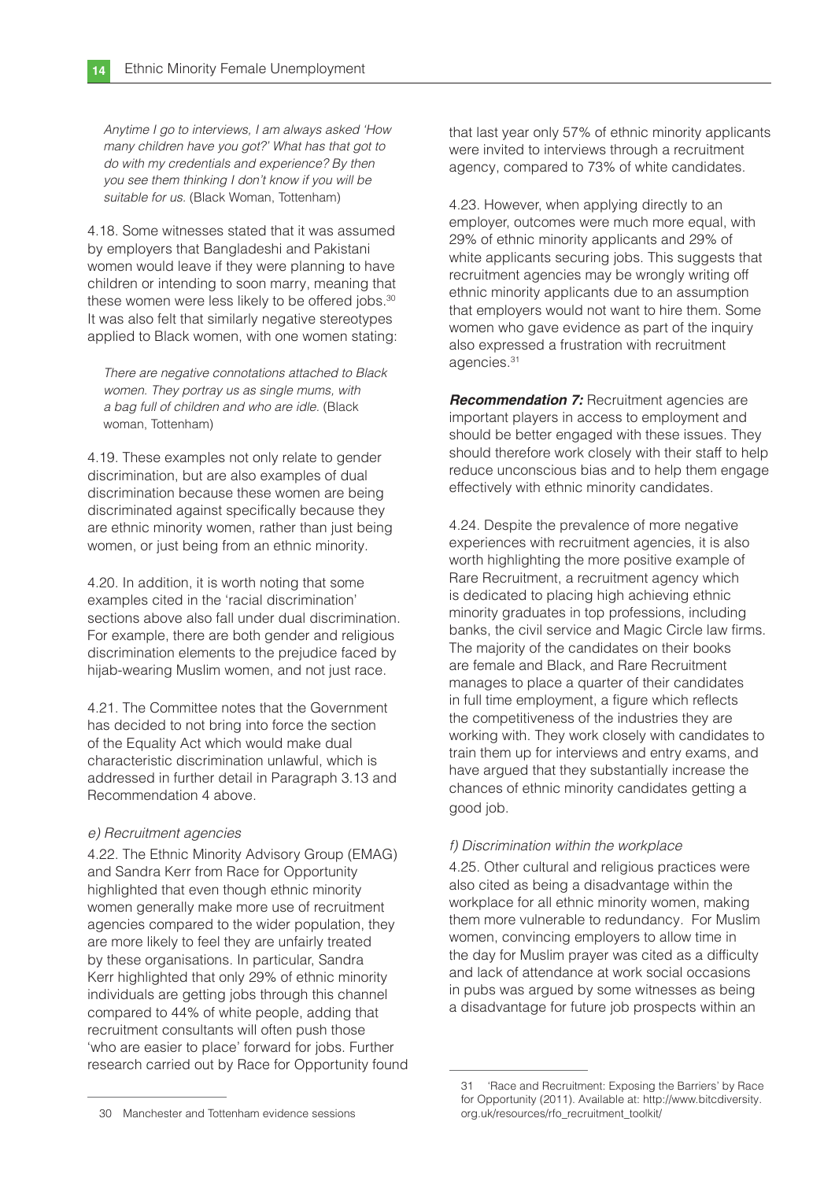*Anytime I go to interviews, I am always asked 'How many children have you got?' What has that got to do with my credentials and experience? By then you see them thinking I don't know if you will be suitable for us.* (Black Woman, Tottenham)

4.18. Some witnesses stated that it was assumed by employers that Bangladeshi and Pakistani women would leave if they were planning to have children or intending to soon marry, meaning that these women were less likely to be offered jobs.[30] It was also felt that similarly negative stereotypes applied to Black women, with one women stating:

*There are negative connotations attached to Black women. They portray us as single mums, with a bag full of children and who are idle.* (Black woman, Tottenham)

4.19. These examples not only relate to gender discrimination, but are also examples of dual discrimination because these women are being discriminated against specifically because they are ethnic minority women, rather than just being women, or just being from an ethnic minority.

4.20. In addition, it is worth noting that some examples cited in the 'racial discrimination' sections above also fall under dual discrimination. For example, there are both gender and religious discrimination elements to the prejudice faced by hijab-wearing Muslim women, and not just race.

4.21. The Committee notes that the Government has decided to not bring into force the section of the Equality Act which would make dual characteristic discrimination unlawful, which is addressed in further detail in Paragraph 3.13 and Recommendation 4 above.

### *e) Recruitment agencies*

4.22. The Ethnic Minority Advisory Group (EMAG) and Sandra Kerr from Race for Opportunity highlighted that even though ethnic minority women generally make more use of recruitment agencies compared to the wider population, they are more likely to feel they are unfairly treated by these organisations. In particular, Sandra Kerr highlighted that only 29% of ethnic minority individuals are getting jobs through this channel compared to 44% of white people, adding that recruitment consultants will often push those 'who are easier to place' forward for jobs. Further research carried out by Race for Opportunity found that last year only 57% of ethnic minority applicants were invited to interviews through a recruitment agency, compared to 73% of white candidates.

4.23. However, when applying directly to an employer, outcomes were much more equal, with 29% of ethnic minority applicants and 29% of white applicants securing jobs. This suggests that recruitment agencies may be wrongly writing off ethnic minority applicants due to an assumption that employers would not want to hire them. Some women who gave evidence as part of the inquiry also expressed a frustration with recruitment agencies.[31]

***Recommendation 7:*** Recruitment agencies are important players in access to employment and should be better engaged with these issues. They should therefore work closely with their staff to help reduce unconscious bias and to help them engage effectively with ethnic minority candidates.

4.24. Despite the prevalence of more negative experiences with recruitment agencies, it is also worth highlighting the more positive example of Rare Recruitment, a recruitment agency which is dedicated to placing high achieving ethnic minority graduates in top professions, including banks, the civil service and Magic Circle law firms. The majority of the candidates on their books are female and Black, and Rare Recruitment manages to place a quarter of their candidates in full time employment, a figure which reflects the competitiveness of the industries they are working with. They work closely with candidates to train them up for interviews and entry exams, and have argued that they substantially increase the chances of ethnic minority candidates getting a good job.

### *f) Discrimination within the workplace*

4.25. Other cultural and religious practices were also cited as being a disadvantage within the workplace for all ethnic minority women, making them more vulnerable to redundancy. For Muslim women, convincing employers to allow time in the day for Muslim prayer was cited as a difficulty and lack of attendance at work social occasions in pubs was argued by some witnesses as being a disadvantage for future job prospects within an

---

30 Manchester and Tottenham evidence sessions

31 'Race and Recruitment: Exposing the Barriers' by Race for Opportunity (2011). Available at: http://www.bitcdiversity.org.uk/resources/rfo_recruitment_toolkit/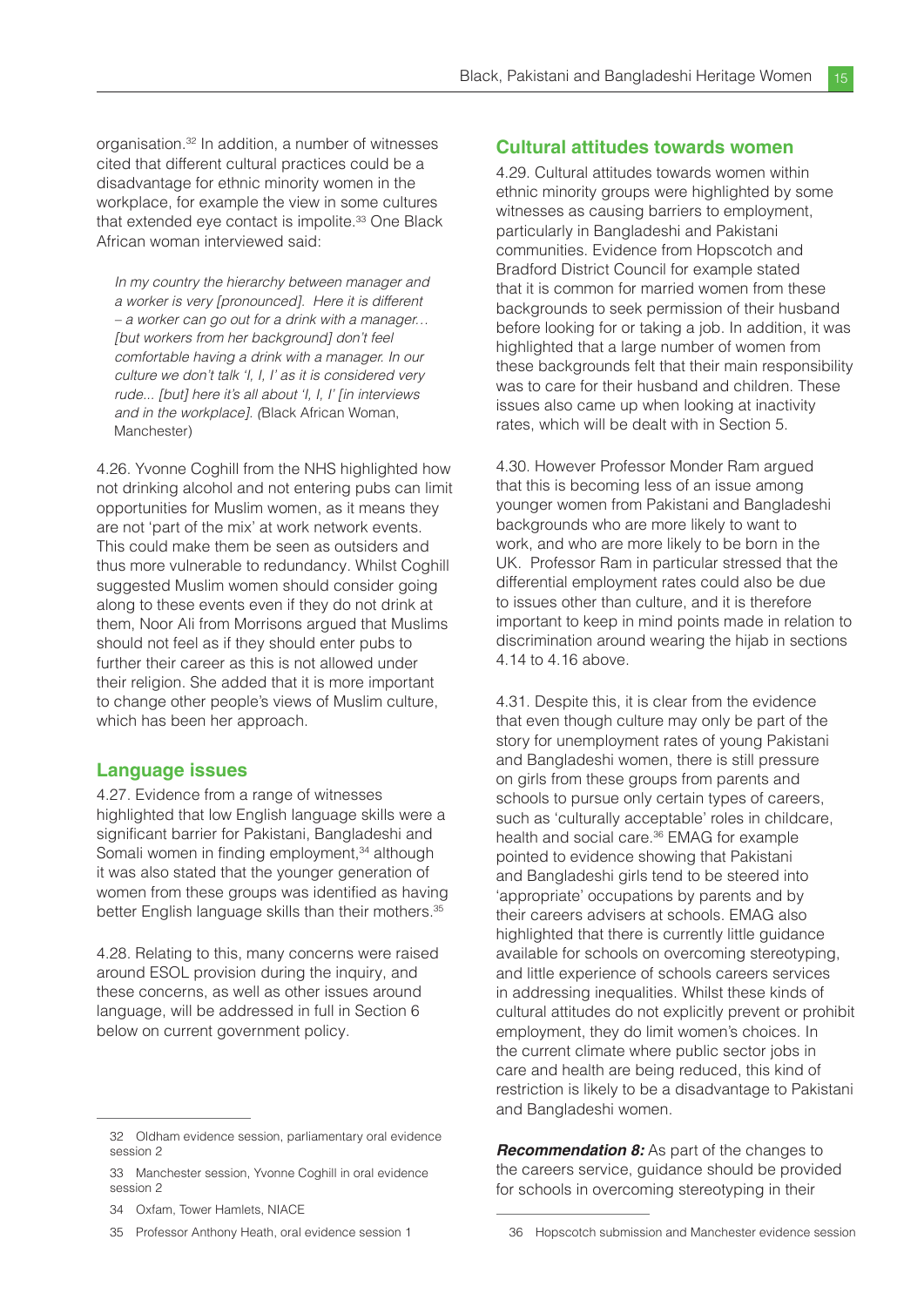organisation.[32] In addition, a number of witnesses cited that different cultural practices could be a disadvantage for ethnic minority women in the workplace, for example the view in some cultures that extended eye contact is impolite.[33] One Black African woman interviewed said:

> *In my country the hierarchy between manager and a worker is very [pronounced]. Here it is different – a worker can go out for a drink with a manager… [but workers from her background] don't feel comfortable having a drink with a manager. In our culture we don't talk 'I, I, I' as it is considered very rude... [but] here it's all about 'I, I, I' [in interviews and in the workplace]. (*Black African Woman, Manchester)

4.26. Yvonne Coghill from the NHS highlighted how not drinking alcohol and not entering pubs can limit opportunities for Muslim women, as it means they are not 'part of the mix' at work network events. This could make them be seen as outsiders and thus more vulnerable to redundancy. Whilst Coghill suggested Muslim women should consider going along to these events even if they do not drink at them, Noor Ali from Morrisons argued that Muslims should not feel as if they should enter pubs to further their career as this is not allowed under their religion. She added that it is more important to change other people's views of Muslim culture, which has been her approach.

## Language issues

4.27. Evidence from a range of witnesses highlighted that low English language skills were a significant barrier for Pakistani, Bangladeshi and Somali women in finding employment,[34] although it was also stated that the younger generation of women from these groups was identified as having better English language skills than their mothers.[35]

4.28. Relating to this, many concerns were raised around ESOL provision during the inquiry, and these concerns, as well as other issues around language, will be addressed in full in Section 6 below on current government policy.

## Cultural attitudes towards women

4.29. Cultural attitudes towards women within ethnic minority groups were highlighted by some witnesses as causing barriers to employment, particularly in Bangladeshi and Pakistani communities. Evidence from Hopscotch and Bradford District Council for example stated that it is common for married women from these backgrounds to seek permission of their husband before looking for or taking a job. In addition, it was highlighted that a large number of women from these backgrounds felt that their main responsibility was to care for their husband and children. These issues also came up when looking at inactivity rates, which will be dealt with in Section 5.

4.30. However Professor Monder Ram argued that this is becoming less of an issue among younger women from Pakistani and Bangladeshi backgrounds who are more likely to want to work, and who are more likely to be born in the UK. Professor Ram in particular stressed that the differential employment rates could also be due to issues other than culture, and it is therefore important to keep in mind points made in relation to discrimination around wearing the hijab in sections 4.14 to 4.16 above.

4.31. Despite this, it is clear from the evidence that even though culture may only be part of the story for unemployment rates of young Pakistani and Bangladeshi women, there is still pressure on girls from these groups from parents and schools to pursue only certain types of careers, such as 'culturally acceptable' roles in childcare, health and social care.[36] EMAG for example pointed to evidence showing that Pakistani and Bangladeshi girls tend to be steered into 'appropriate' occupations by parents and by their careers advisers at schools. EMAG also highlighted that there is currently little guidance available for schools on overcoming stereotyping, and little experience of schools careers services in addressing inequalities. Whilst these kinds of cultural attitudes do not explicitly prevent or prohibit employment, they do limit women's choices. In the current climate where public sector jobs in care and health are being reduced, this kind of restriction is likely to be a disadvantage to Pakistani and Bangladeshi women.

***Recommendation 8:*** As part of the changes to the careers service, guidance should be provided for schools in overcoming stereotyping in their

---

32 Oldham evidence session, parliamentary oral evidence session 2

33 Manchester session, Yvonne Coghill in oral evidence session 2

34 Oxfam, Tower Hamlets, NIACE

35 Professor Anthony Heath, oral evidence session 1

36 Hopscotch submission and Manchester evidence session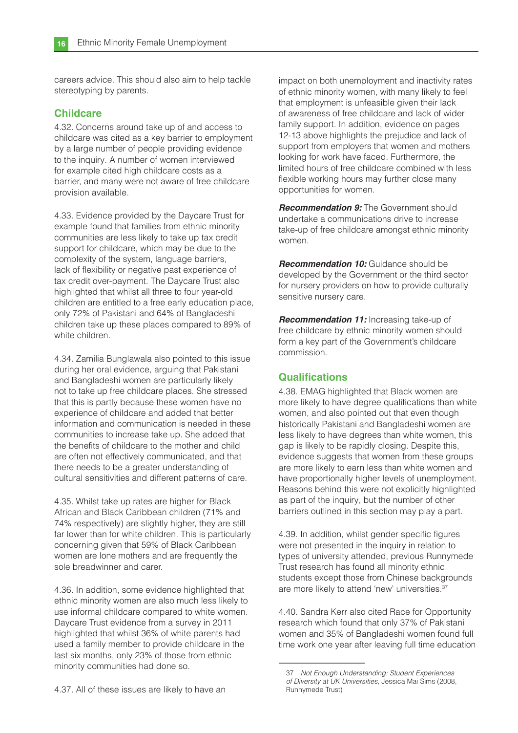careers advice. This should also aim to help tackle stereotyping by parents.

## Childcare

4.32. Concerns around take up of and access to childcare was cited as a key barrier to employment by a large number of people providing evidence to the inquiry. A number of women interviewed for example cited high childcare costs as a barrier, and many were not aware of free childcare provision available.

4.33. Evidence provided by the Daycare Trust for example found that families from ethnic minority communities are less likely to take up tax credit support for childcare, which may be due to the complexity of the system, language barriers, lack of flexibility or negative past experience of tax credit over-payment. The Daycare Trust also highlighted that whilst all three to four year-old children are entitled to a free early education place, only 72% of Pakistani and 64% of Bangladeshi children take up these places compared to 89% of white children.

4.34. Zamilia Bunglawala also pointed to this issue during her oral evidence, arguing that Pakistani and Bangladeshi women are particularly likely not to take up free childcare places. She stressed that this is partly because these women have no experience of childcare and added that better information and communication is needed in these communities to increase take up. She added that the benefits of childcare to the mother and child are often not effectively communicated, and that there needs to be a greater understanding of cultural sensitivities and different patterns of care.

4.35. Whilst take up rates are higher for Black African and Black Caribbean children (71% and 74% respectively) are slightly higher, they are still far lower than for white children. This is particularly concerning given that 59% of Black Caribbean women are lone mothers and are frequently the sole breadwinner and carer.

4.36. In addition, some evidence highlighted that ethnic minority women are also much less likely to use informal childcare compared to white women. Daycare Trust evidence from a survey in 2011 highlighted that whilst 36% of white parents had used a family member to provide childcare in the last six months, only 23% of those from ethnic minority communities had done so.

4.37. All of these issues are likely to have an impact on both unemployment and inactivity rates of ethnic minority women, with many likely to feel that employment is unfeasible given their lack of awareness of free childcare and lack of wider family support. In addition, evidence on pages 12-13 above highlights the prejudice and lack of support from employers that women and mothers looking for work have faced. Furthermore, the limited hours of free childcare combined with less flexible working hours may further close many opportunities for women.

***Recommendation 9:*** The Government should undertake a communications drive to increase take-up of free childcare amongst ethnic minority women.

***Recommendation 10:*** Guidance should be developed by the Government or the third sector for nursery providers on how to provide culturally sensitive nursery care.

***Recommendation 11:*** Increasing take-up of free childcare by ethnic minority women should form a key part of the Government's childcare commission.

## Qualifications

4.38. EMAG highlighted that Black women are more likely to have degree qualifications than white women, and also pointed out that even though historically Pakistani and Bangladeshi women are less likely to have degrees than white women, this gap is likely to be rapidly closing. Despite this, evidence suggests that women from these groups are more likely to earn less than white women and have proportionally higher levels of unemployment. Reasons behind this were not explicitly highlighted as part of the inquiry, but the number of other barriers outlined in this section may play a part.

4.39. In addition, whilst gender specific figures were not presented in the inquiry in relation to types of university attended, previous Runnymede Trust research has found all minority ethnic students except those from Chinese backgrounds are more likely to attend 'new' universities.[37]

4.40. Sandra Kerr also cited Race for Opportunity research which found that only 37% of Pakistani women and 35% of Bangladeshi women found full time work one year after leaving full time education

---

37 *Not Enough Understanding: Student Experiences of Diversity at UK Universities*, Jessica Mai Sims (2008, Runnymede Trust)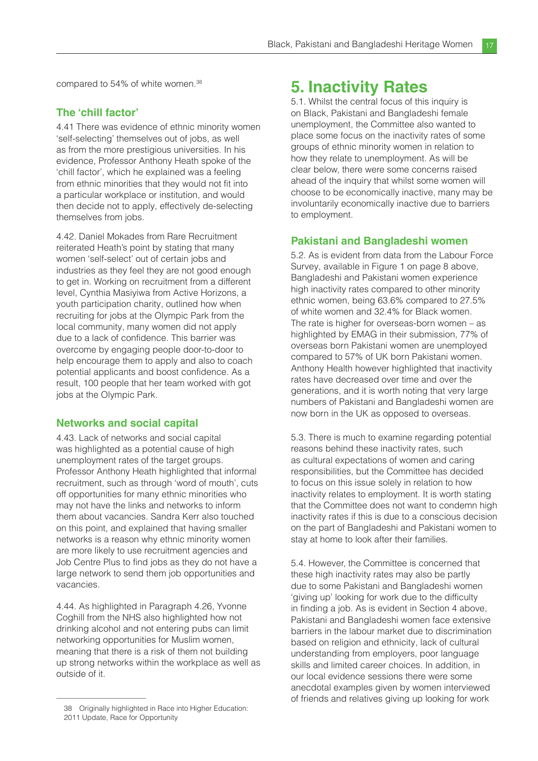compared to 54% of white women.[38]

### The 'chill factor'

4.41 There was evidence of ethnic minority women 'self-selecting' themselves out of jobs, as well as from the more prestigious universities. In his evidence, Professor Anthony Heath spoke of the 'chill factor', which he explained was a feeling from ethnic minorities that they would not fit into a particular workplace or institution, and would then decide not to apply, effectively de-selecting themselves from jobs.

4.42. Daniel Mokades from Rare Recruitment reiterated Heath's point by stating that many women 'self-select' out of certain jobs and industries as they feel they are not good enough to get in. Working on recruitment from a different level, Cynthia Masiyiwa from Active Horizons, a youth participation charity, outlined how when recruiting for jobs at the Olympic Park from the local community, many women did not apply due to a lack of confidence. This barrier was overcome by engaging people door-to-door to help encourage them to apply and also to coach potential applicants and boost confidence. As a result, 100 people that her team worked with got jobs at the Olympic Park.

### Networks and social capital

4.43. Lack of networks and social capital was highlighted as a potential cause of high unemployment rates of the target groups. Professor Anthony Heath highlighted that informal recruitment, such as through 'word of mouth', cuts off opportunities for many ethnic minorities who may not have the links and networks to inform them about vacancies. Sandra Kerr also touched on this point, and explained that having smaller networks is a reason why ethnic minority women are more likely to use recruitment agencies and Job Centre Plus to find jobs as they do not have a large network to send them job opportunities and vacancies.

4.44. As highlighted in Paragraph 4.26, Yvonne Coghill from the NHS also highlighted how not drinking alcohol and not entering pubs can limit networking opportunities for Muslim women, meaning that there is a risk of them not building up strong networks within the workplace as well as outside of it.

38 Originally highlighted in Race into Higher Education: 2011 Update, Race for Opportunity

# 5. Inactivity Rates

5.1. Whilst the central focus of this inquiry is on Black, Pakistani and Bangladeshi female unemployment, the Committee also wanted to place some focus on the inactivity rates of some groups of ethnic minority women in relation to how they relate to unemployment. As will be clear below, there were some concerns raised ahead of the inquiry that whilst some women will choose to be economically inactive, many may be involuntarily economically inactive due to barriers to employment.

### Pakistani and Bangladeshi women

5.2. As is evident from data from the Labour Force Survey, available in Figure 1 on page 8 above, Bangladeshi and Pakistani women experience high inactivity rates compared to other minority ethnic women, being 63.6% compared to 27.5% of white women and 32.4% for Black women. The rate is higher for overseas-born women – as highlighted by EMAG in their submission, 77% of overseas born Pakistani women are unemployed compared to 57% of UK born Pakistani women. Anthony Health however highlighted that inactivity rates have decreased over time and over the generations, and it is worth noting that very large numbers of Pakistani and Bangladeshi women are now born in the UK as opposed to overseas.

5.3. There is much to examine regarding potential reasons behind these inactivity rates, such as cultural expectations of women and caring responsibilities, but the Committee has decided to focus on this issue solely in relation to how inactivity relates to employment. It is worth stating that the Committee does not want to condemn high inactivity rates if this is due to a conscious decision on the part of Bangladeshi and Pakistani women to stay at home to look after their families.

5.4. However, the Committee is concerned that these high inactivity rates may also be partly due to some Pakistani and Bangladeshi women 'giving up' looking for work due to the difficulty in finding a job. As is evident in Section 4 above, Pakistani and Bangladeshi women face extensive barriers in the labour market due to discrimination based on religion and ethnicity, lack of cultural understanding from employers, poor language skills and limited career choices. In addition, in our local evidence sessions there were some anecdotal examples given by women interviewed of friends and relatives giving up looking for work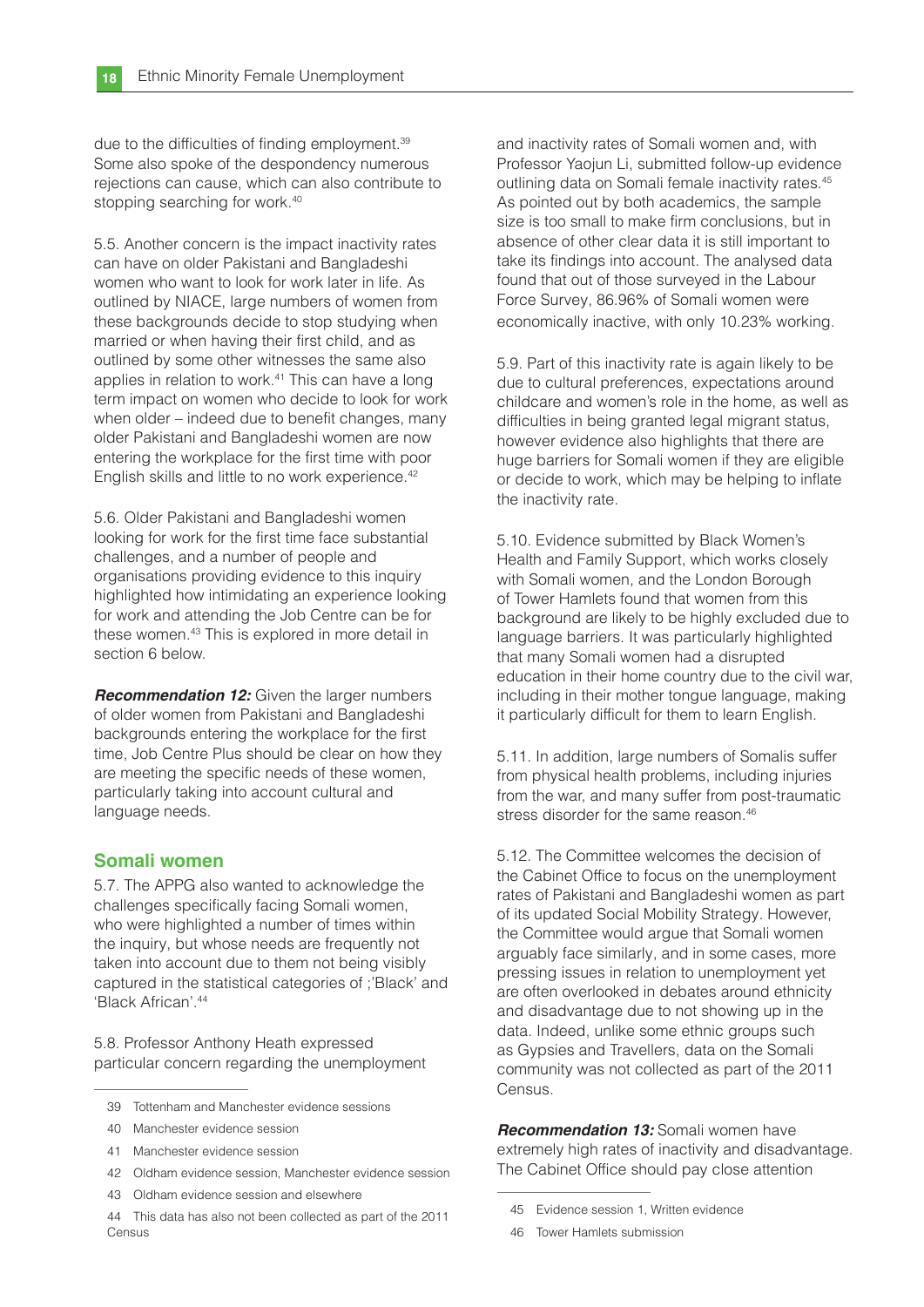due to the difficulties of finding employment.[39] Some also spoke of the despondency numerous rejections can cause, which can also contribute to stopping searching for work.[40]

5.5. Another concern is the impact inactivity rates can have on older Pakistani and Bangladeshi women who want to look for work later in life. As outlined by NIACE, large numbers of women from these backgrounds decide to stop studying when married or when having their first child, and as outlined by some other witnesses the same also applies in relation to work.[41] This can have a long term impact on women who decide to look for work when older – indeed due to benefit changes, many older Pakistani and Bangladeshi women are now entering the workplace for the first time with poor English skills and little to no work experience.[42]

5.6. Older Pakistani and Bangladeshi women looking for work for the first time face substantial challenges, and a number of people and organisations providing evidence to this inquiry highlighted how intimidating an experience looking for work and attending the Job Centre can be for these women.[43] This is explored in more detail in section 6 below.

***Recommendation 12:*** Given the larger numbers of older women from Pakistani and Bangladeshi backgrounds entering the workplace for the first time, Job Centre Plus should be clear on how they are meeting the specific needs of these women, particularly taking into account cultural and language needs.

## Somali women

5.7. The APPG also wanted to acknowledge the challenges specifically facing Somali women, who were highlighted a number of times within the inquiry, but whose needs are frequently not taken into account due to them not being visibly captured in the statistical categories of ;'Black' and 'Black African'.[44]

5.8. Professor Anthony Heath expressed particular concern regarding the unemployment and inactivity rates of Somali women and, with Professor Yaojun Li, submitted follow-up evidence outlining data on Somali female inactivity rates.[45] As pointed out by both academics, the sample size is too small to make firm conclusions, but in absence of other clear data it is still important to take its findings into account. The analysed data found that out of those surveyed in the Labour Force Survey, 86.96% of Somali women were economically inactive, with only 10.23% working.

5.9. Part of this inactivity rate is again likely to be due to cultural preferences, expectations around childcare and women's role in the home, as well as difficulties in being granted legal migrant status, however evidence also highlights that there are huge barriers for Somali women if they are eligible or decide to work, which may be helping to inflate the inactivity rate.

5.10. Evidence submitted by Black Women's Health and Family Support, which works closely with Somali women, and the London Borough of Tower Hamlets found that women from this background are likely to be highly excluded due to language barriers. It was particularly highlighted that many Somali women had a disrupted education in their home country due to the civil war, including in their mother tongue language, making it particularly difficult for them to learn English.

5.11. In addition, large numbers of Somalis suffer from physical health problems, including injuries from the war, and many suffer from post-traumatic stress disorder for the same reason.[46]

5.12. The Committee welcomes the decision of the Cabinet Office to focus on the unemployment rates of Pakistani and Bangladeshi women as part of its updated Social Mobility Strategy. However, the Committee would argue that Somali women arguably face similarly, and in some cases, more pressing issues in relation to unemployment yet are often overlooked in debates around ethnicity and disadvantage due to not showing up in the data. Indeed, unlike some ethnic groups such as Gypsies and Travellers, data on the Somali community was not collected as part of the 2011 Census.

***Recommendation 13:*** Somali women have extremely high rates of inactivity and disadvantage. The Cabinet Office should pay close attention

---

39 Tottenham and Manchester evidence sessions

40 Manchester evidence session

41 Manchester evidence session

42 Oldham evidence session, Manchester evidence session

43 Oldham evidence session and elsewhere

44 This data has also not been collected as part of the 2011 Census

45 Evidence session 1, Written evidence

46 Tower Hamlets submission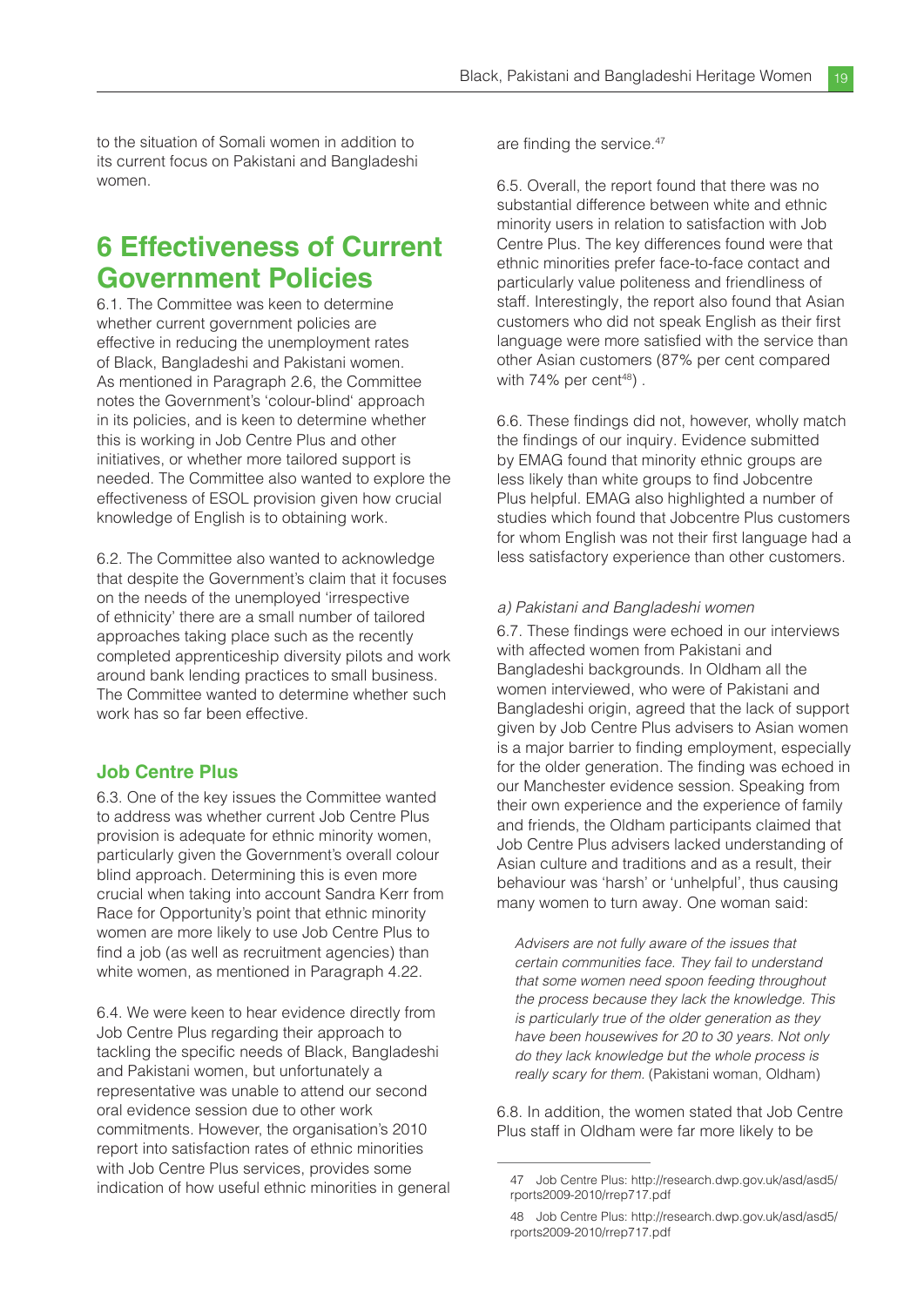to the situation of Somali women in addition to its current focus on Pakistani and Bangladeshi women.

# 6 Effectiveness of Current Government Policies

6.1. The Committee was keen to determine whether current government policies are effective in reducing the unemployment rates of Black, Bangladeshi and Pakistani women. As mentioned in Paragraph 2.6, the Committee notes the Government's 'colour-blind' approach in its policies, and is keen to determine whether this is working in Job Centre Plus and other initiatives, or whether more tailored support is needed. The Committee also wanted to explore the effectiveness of ESOL provision given how crucial knowledge of English is to obtaining work.

6.2. The Committee also wanted to acknowledge that despite the Government's claim that it focuses on the needs of the unemployed 'irrespective of ethnicity' there are a small number of tailored approaches taking place such as the recently completed apprenticeship diversity pilots and work around bank lending practices to small business. The Committee wanted to determine whether such work has so far been effective.

## Job Centre Plus

6.3. One of the key issues the Committee wanted to address was whether current Job Centre Plus provision is adequate for ethnic minority women, particularly given the Government's overall colour blind approach. Determining this is even more crucial when taking into account Sandra Kerr from Race for Opportunity's point that ethnic minority women are more likely to use Job Centre Plus to find a job (as well as recruitment agencies) than white women, as mentioned in Paragraph 4.22.

6.4. We were keen to hear evidence directly from Job Centre Plus regarding their approach to tackling the specific needs of Black, Bangladeshi and Pakistani women, but unfortunately a representative was unable to attend our second oral evidence session due to other work commitments. However, the organisation's 2010 report into satisfaction rates of ethnic minorities with Job Centre Plus services, provides some indication of how useful ethnic minorities in general are finding the service.[47]

6.5. Overall, the report found that there was no substantial difference between white and ethnic minority users in relation to satisfaction with Job Centre Plus. The key differences found were that ethnic minorities prefer face-to-face contact and particularly value politeness and friendliness of staff. Interestingly, the report also found that Asian customers who did not speak English as their first language were more satisfied with the service than other Asian customers (87% per cent compared with 74% per cent[48]) .

6.6. These findings did not, however, wholly match the findings of our inquiry. Evidence submitted by EMAG found that minority ethnic groups are less likely than white groups to find Jobcentre Plus helpful. EMAG also highlighted a number of studies which found that Jobcentre Plus customers for whom English was not their first language had a less satisfactory experience than other customers.

*a) Pakistani and Bangladeshi women*

6.7. These findings were echoed in our interviews with affected women from Pakistani and Bangladeshi backgrounds. In Oldham all the women interviewed, who were of Pakistani and Bangladeshi origin, agreed that the lack of support given by Job Centre Plus advisers to Asian women is a major barrier to finding employment, especially for the older generation. The finding was echoed in our Manchester evidence session. Speaking from their own experience and the experience of family and friends, the Oldham participants claimed that Job Centre Plus advisers lacked understanding of Asian culture and traditions and as a result, their behaviour was 'harsh' or 'unhelpful', thus causing many women to turn away. One woman said:

> *Advisers are not fully aware of the issues that certain communities face. They fail to understand that some women need spoon feeding throughout the process because they lack the knowledge. This is particularly true of the older generation as they have been housewives for 20 to 30 years. Not only do they lack knowledge but the whole process is really scary for them.* (Pakistani woman, Oldham)

6.8. In addition, the women stated that Job Centre Plus staff in Oldham were far more likely to be

---

47 Job Centre Plus: http://research.dwp.gov.uk/asd/asd5/rports2009-2010/rrep717.pdf

48 Job Centre Plus: http://research.dwp.gov.uk/asd/asd5/rports2009-2010/rrep717.pdf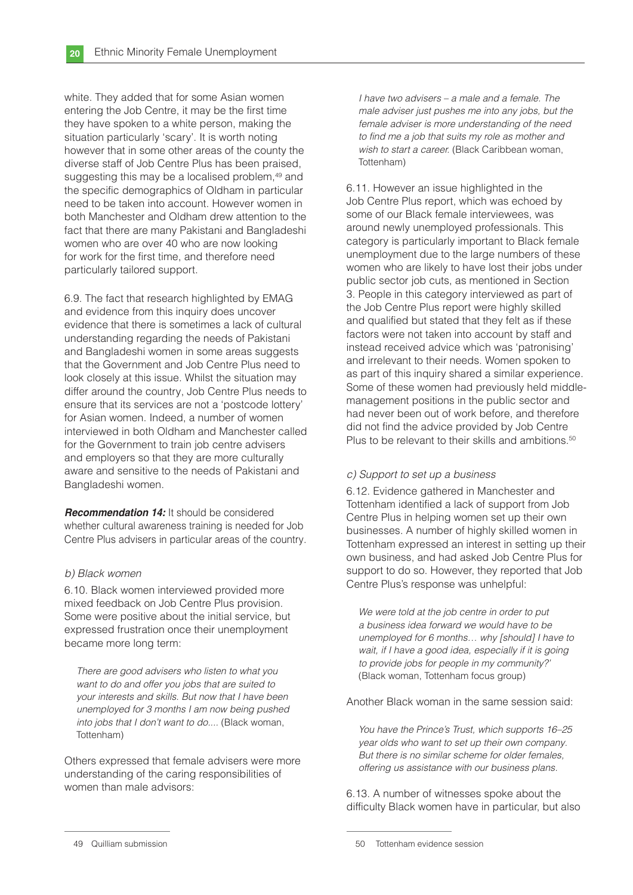white. They added that for some Asian women entering the Job Centre, it may be the first time they have spoken to a white person, making the situation particularly 'scary'. It is worth noting however that in some other areas of the county the diverse staff of Job Centre Plus has been praised, suggesting this may be a localised problem,[49] and the specific demographics of Oldham in particular need to be taken into account. However women in both Manchester and Oldham drew attention to the fact that there are many Pakistani and Bangladeshi women who are over 40 who are now looking for work for the first time, and therefore need particularly tailored support.

6.9. The fact that research highlighted by EMAG and evidence from this inquiry does uncover evidence that there is sometimes a lack of cultural understanding regarding the needs of Pakistani and Bangladeshi women in some areas suggests that the Government and Job Centre Plus need to look closely at this issue. Whilst the situation may differ around the country, Job Centre Plus needs to ensure that its services are not a 'postcode lottery' for Asian women. Indeed, a number of women interviewed in both Oldham and Manchester called for the Government to train job centre advisers and employers so that they are more culturally aware and sensitive to the needs of Pakistani and Bangladeshi women.

***Recommendation 14:*** It should be considered whether cultural awareness training is needed for Job Centre Plus advisers in particular areas of the country.

*b) Black women*

6.10. Black women interviewed provided more mixed feedback on Job Centre Plus provision. Some were positive about the initial service, but expressed frustration once their unemployment became more long term:

> *There are good advisers who listen to what you want to do and offer you jobs that are suited to your interests and skills. But now that I have been unemployed for 3 months I am now being pushed into jobs that I don't want to do....* (Black woman, Tottenham)

Others expressed that female advisers were more understanding of the caring responsibilities of women than male advisors:

> *I have two advisers – a male and a female. The male adviser just pushes me into any jobs, but the female adviser is more understanding of the need to find me a job that suits my role as mother and wish to start a career.* (Black Caribbean woman, Tottenham)

6.11. However an issue highlighted in the Job Centre Plus report, which was echoed by some of our Black female interviewees, was around newly unemployed professionals. This category is particularly important to Black female unemployment due to the large numbers of these women who are likely to have lost their jobs under public sector job cuts, as mentioned in Section 3. People in this category interviewed as part of the Job Centre Plus report were highly skilled and qualified but stated that they felt as if these factors were not taken into account by staff and instead received advice which was 'patronising' and irrelevant to their needs. Women spoken to as part of this inquiry shared a similar experience. Some of these women had previously held middle-management positions in the public sector and had never been out of work before, and therefore did not find the advice provided by Job Centre Plus to be relevant to their skills and ambitions.[50]

*c) Support to set up a business*

6.12. Evidence gathered in Manchester and Tottenham identified a lack of support from Job Centre Plus in helping women set up their own businesses. A number of highly skilled women in Tottenham expressed an interest in setting up their own business, and had asked Job Centre Plus for support to do so. However, they reported that Job Centre Plus's response was unhelpful:

> *We were told at the job centre in order to put a business idea forward we would have to be unemployed for 6 months… why [should] I have to wait, if I have a good idea, especially if it is going to provide jobs for people in my community?'* (Black woman, Tottenham focus group)

Another Black woman in the same session said:

> *You have the Prince's Trust, which supports 16–25 year olds who want to set up their own company. But there is no similar scheme for older females, offering us assistance with our business plans.*

6.13. A number of witnesses spoke about the difficulty Black women have in particular, but also

---

49 Quilliam submission

50 Tottenham evidence session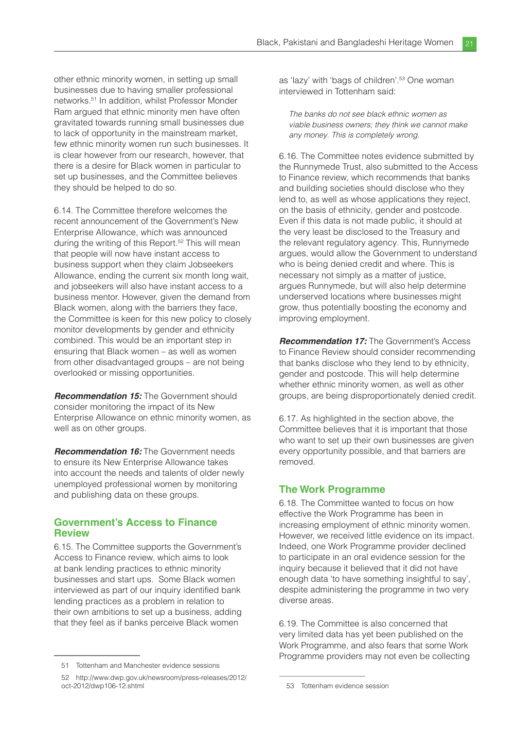other ethnic minority women, in setting up small businesses due to having smaller professional networks.[51] In addition, whilst Professor Monder Ram argued that ethnic minority men have often gravitated towards running small businesses due to lack of opportunity in the mainstream market, few ethnic minority women run such businesses. It is clear however from our research, however, that there is a desire for Black women in particular to set up businesses, and the Committee believes they should be helped to do so.

6.14. The Committee therefore welcomes the recent announcement of the Government's New Enterprise Allowance, which was announced during the writing of this Report.[52] This will mean that people will now have instant access to business support when they claim Jobseekers Allowance, ending the current six month long wait, and jobseekers will also have instant access to a business mentor. However, given the demand from Black women, along with the barriers they face, the Committee is keen for this new policy to closely monitor developments by gender and ethnicity combined. This would be an important step in ensuring that Black women – as well as women from other disadvantaged groups – are not being overlooked or missing opportunities.

***Recommendation 15:*** The Government should consider monitoring the impact of its New Enterprise Allowance on ethnic minority women, as well as on other groups.

***Recommendation 16:*** The Government needs to ensure its New Enterprise Allowance takes into account the needs and talents of older newly unemployed professional women by monitoring and publishing data on these groups.

## Government's Access to Finance Review

6.15. The Committee supports the Government's Access to Finance review, which aims to look at bank lending practices to ethnic minority businesses and start ups. Some Black women interviewed as part of our inquiry identified bank lending practices as a problem in relation to their own ambitions to set up a business, adding that they feel as if banks perceive Black women as 'lazy' with 'bags of children'.[53] One woman interviewed in Tottenham said:

> *The banks do not see black ethnic women as viable business owners; they think we cannot make any money. This is completely wrong.*

6.16. The Committee notes evidence submitted by the Runnymede Trust, also submitted to the Access to Finance review, which recommends that banks and building societies should disclose who they lend to, as well as whose applications they reject, on the basis of ethnicity, gender and postcode. Even if this data is not made public, it should at the very least be disclosed to the Treasury and the relevant regulatory agency. This, Runnymede argues, would allow the Government to understand who is being denied credit and where. This is necessary not simply as a matter of justice, argues Runnymede, but will also help determine underserved locations where businesses might grow, thus potentially boosting the economy and improving employment.

***Recommendation 17:*** The Government's Access to Finance Review should consider recommending that banks disclose who they lend to by ethnicity, gender and postcode. This will help determine whether ethnic minority women, as well as other groups, are being disproportionately denied credit.

6.17. As highlighted in the section above, the Committee believes that it is important that those who want to set up their own businesses are given every opportunity possible, and that barriers are removed.

## The Work Programme

6.18. The Committee wanted to focus on how effective the Work Programme has been in increasing employment of ethnic minority women. However, we received little evidence on its impact. Indeed, one Work Programme provider declined to participate in an oral evidence session for the inquiry because it believed that it did not have enough data 'to have something insightful to say', despite administering the programme in two very diverse areas.

6.19. The Committee is also concerned that very limited data has yet been published on the Work Programme, and also fears that some Work Programme providers may not even be collecting

---

51 Tottenham and Manchester evidence sessions

52 http://www.dwp.gov.uk/newsroom/press-releases/2012/oct-2012/dwp106-12.shtml

53 Tottenham evidence session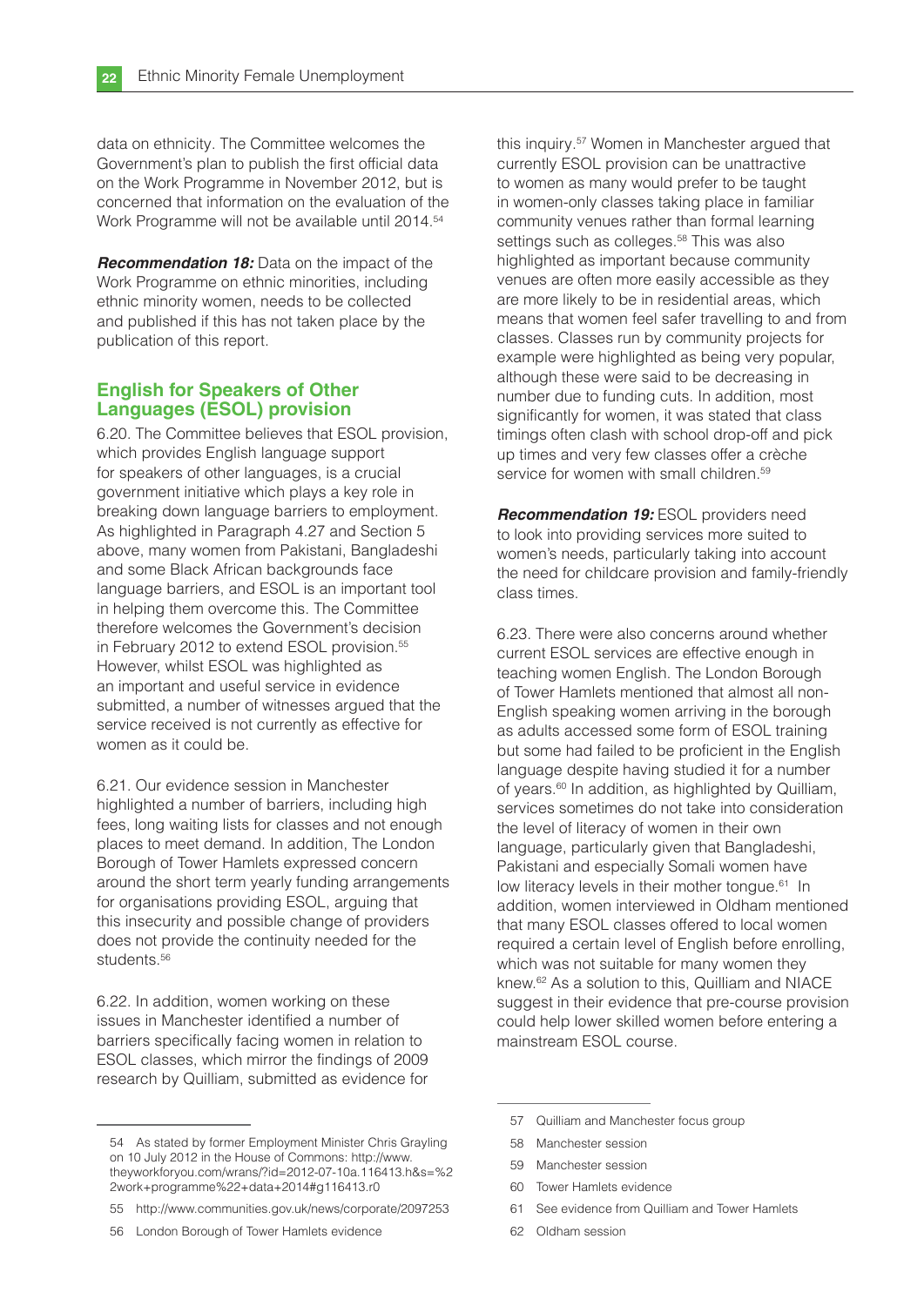data on ethnicity. The Committee welcomes the Government's plan to publish the first official data on the Work Programme in November 2012, but is concerned that information on the evaluation of the Work Programme will not be available until 2014.[54]

***Recommendation 18:*** Data on the impact of the Work Programme on ethnic minorities, including ethnic minority women, needs to be collected and published if this has not taken place by the publication of this report.

## English for Speakers of Other Languages (ESOL) provision

6.20. The Committee believes that ESOL provision, which provides English language support for speakers of other languages, is a crucial government initiative which plays a key role in breaking down language barriers to employment. As highlighted in Paragraph 4.27 and Section 5 above, many women from Pakistani, Bangladeshi and some Black African backgrounds face language barriers, and ESOL is an important tool in helping them overcome this. The Committee therefore welcomes the Government's decision in February 2012 to extend ESOL provision.[55] However, whilst ESOL was highlighted as an important and useful service in evidence submitted, a number of witnesses argued that the service received is not currently as effective for women as it could be.

6.21. Our evidence session in Manchester highlighted a number of barriers, including high fees, long waiting lists for classes and not enough places to meet demand. In addition, The London Borough of Tower Hamlets expressed concern around the short term yearly funding arrangements for organisations providing ESOL, arguing that this insecurity and possible change of providers does not provide the continuity needed for the students.[56]

6.22. In addition, women working on these issues in Manchester identified a number of barriers specifically facing women in relation to ESOL classes, which mirror the findings of 2009 research by Quilliam, submitted as evidence for this inquiry.[57] Women in Manchester argued that currently ESOL provision can be unattractive to women as many would prefer to be taught in women-only classes taking place in familiar community venues rather than formal learning settings such as colleges.[58] This was also highlighted as important because community venues are often more easily accessible as they are more likely to be in residential areas, which means that women feel safer travelling to and from classes. Classes run by community projects for example were highlighted as being very popular, although these were said to be decreasing in number due to funding cuts. In addition, most significantly for women, it was stated that class timings often clash with school drop-off and pick up times and very few classes offer a crèche service for women with small children.[59]

***Recommendation 19:*** ESOL providers need to look into providing services more suited to women's needs, particularly taking into account the need for childcare provision and family-friendly class times.

6.23. There were also concerns around whether current ESOL services are effective enough in teaching women English. The London Borough of Tower Hamlets mentioned that almost all non-English speaking women arriving in the borough as adults accessed some form of ESOL training but some had failed to be proficient in the English language despite having studied it for a number of years.[60] In addition, as highlighted by Quilliam, services sometimes do not take into consideration the level of literacy of women in their own language, particularly given that Bangladeshi, Pakistani and especially Somali women have low literacy levels in their mother tongue.[61] In addition, women interviewed in Oldham mentioned that many ESOL classes offered to local women required a certain level of English before enrolling, which was not suitable for many women they knew.[62] As a solution to this, Quilliam and NIACE suggest in their evidence that pre-course provision could help lower skilled women before entering a mainstream ESOL course.

---

54 As stated by former Employment Minister Chris Grayling on 10 July 2012 in the House of Commons: http://www.theyworkforyou.com/wrans/?id=2012-07-10a.116413.h&s=%22work+programme%22+data+2014#g116413.r0

55 http://www.communities.gov.uk/news/corporate/2097253

56 London Borough of Tower Hamlets evidence

57 Quilliam and Manchester focus group

58 Manchester session

59 Manchester session

60 Tower Hamlets evidence

61 See evidence from Quilliam and Tower Hamlets

62 Oldham session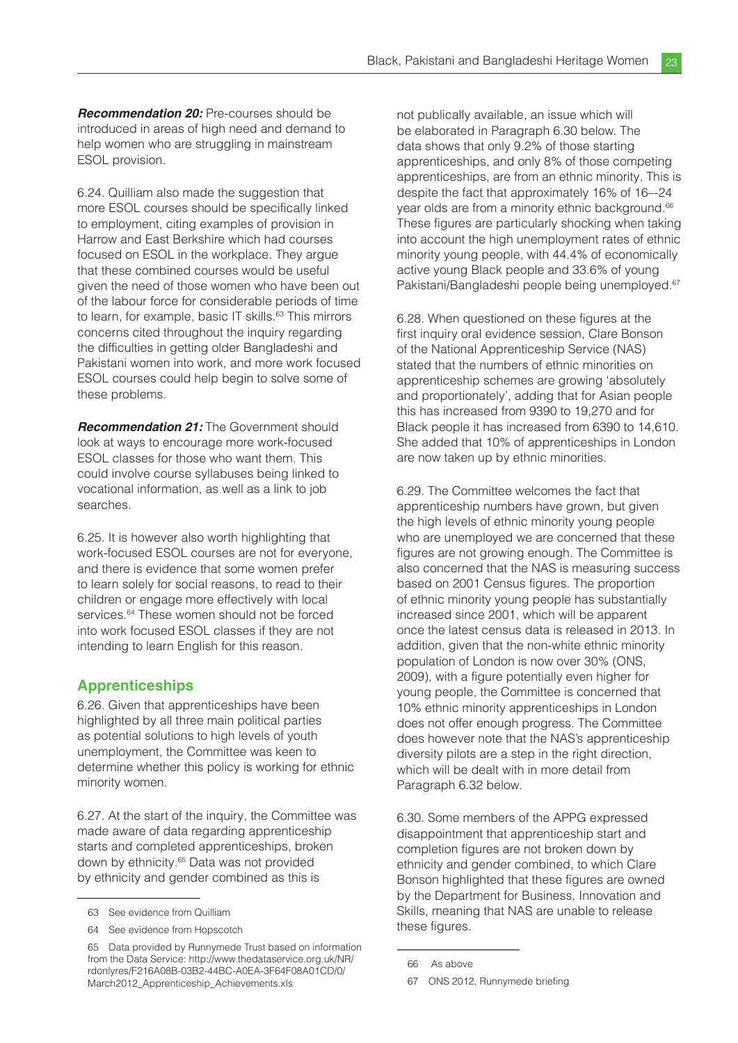***Recommendation 20:*** Pre-courses should be introduced in areas of high need and demand to help women who are struggling in mainstream ESOL provision.

6.24. Quilliam also made the suggestion that more ESOL courses should be specifically linked to employment, citing examples of provision in Harrow and East Berkshire which had courses focused on ESOL in the workplace. They argue that these combined courses would be useful given the need of those women who have been out of the labour force for considerable periods of time to learn, for example, basic IT skills.[63] This mirrors concerns cited throughout the inquiry regarding the difficulties in getting older Bangladeshi and Pakistani women into work, and more work focused ESOL courses could help begin to solve some of these problems.

***Recommendation 21:*** The Government should look at ways to encourage more work-focused ESOL classes for those who want them. This could involve course syllabuses being linked to vocational information, as well as a link to job searches.

6.25. It is however also worth highlighting that work-focused ESOL courses are not for everyone, and there is evidence that some women prefer to learn solely for social reasons, to read to their children or engage more effectively with local services.[64] These women should not be forced into work focused ESOL classes if they are not intending to learn English for this reason.

## Apprenticeships

6.26. Given that apprenticeships have been highlighted by all three main political parties as potential solutions to high levels of youth unemployment, the Committee was keen to determine whether this policy is working for ethnic minority women.

6.27. At the start of the inquiry, the Committee was made aware of data regarding apprenticeship starts and completed apprenticeships, broken down by ethnicity.[65] Data was not provided by ethnicity and gender combined as this is not publically available, an issue which will be elaborated in Paragraph 6.30 below. The data shows that only 9.2% of those starting apprenticeships, and only 8% of those competing apprenticeships, are from an ethnic minority. This is despite the fact that approximately 16% of 16–-24 year olds are from a minority ethnic background.[66] These figures are particularly shocking when taking into account the high unemployment rates of ethnic minority young people, with 44.4% of economically active young Black people and 33.6% of young Pakistani/Bangladeshi people being unemployed.[67]

6.28. When questioned on these figures at the first inquiry oral evidence session, Clare Bonson of the National Apprenticeship Service (NAS) stated that the numbers of ethnic minorities on apprenticeship schemes are growing 'absolutely and proportionately', adding that for Asian people this has increased from 9390 to 19,270 and for Black people it has increased from 6390 to 14,610. She added that 10% of apprenticeships in London are now taken up by ethnic minorities.

6.29. The Committee welcomes the fact that apprenticeship numbers have grown, but given the high levels of ethnic minority young people who are unemployed we are concerned that these figures are not growing enough. The Committee is also concerned that the NAS is measuring success based on 2001 Census figures. The proportion of ethnic minority young people has substantially increased since 2001, which will be apparent once the latest census data is released in 2013. In addition, given that the non-white ethnic minority population of London is now over 30% (ONS, 2009), with a figure potentially even higher for young people, the Committee is concerned that 10% ethnic minority apprenticeships in London does not offer enough progress. The Committee does however note that the NAS's apprenticeship diversity pilots are a step in the right direction, which will be dealt with in more detail from Paragraph 6.32 below.

6.30. Some members of the APPG expressed disappointment that apprenticeship start and completion figures are not broken down by ethnicity and gender combined, to which Clare Bonson highlighted that these figures are owned by the Department for Business, Innovation and Skills, meaning that NAS are unable to release these figures.

---

63 See evidence from Quilliam

64 See evidence from Hopscotch

65 Data provided by Runnymede Trust based on information from the Data Service: http://www.thedataservice.org.uk/NR/rdonlyres/F216A08B-03B2-44BC-A0EA-3F64F08A01CD/0/March2012_Apprenticeship_Achievements.xls

66 As above

67 ONS 2012, Runnymede briefing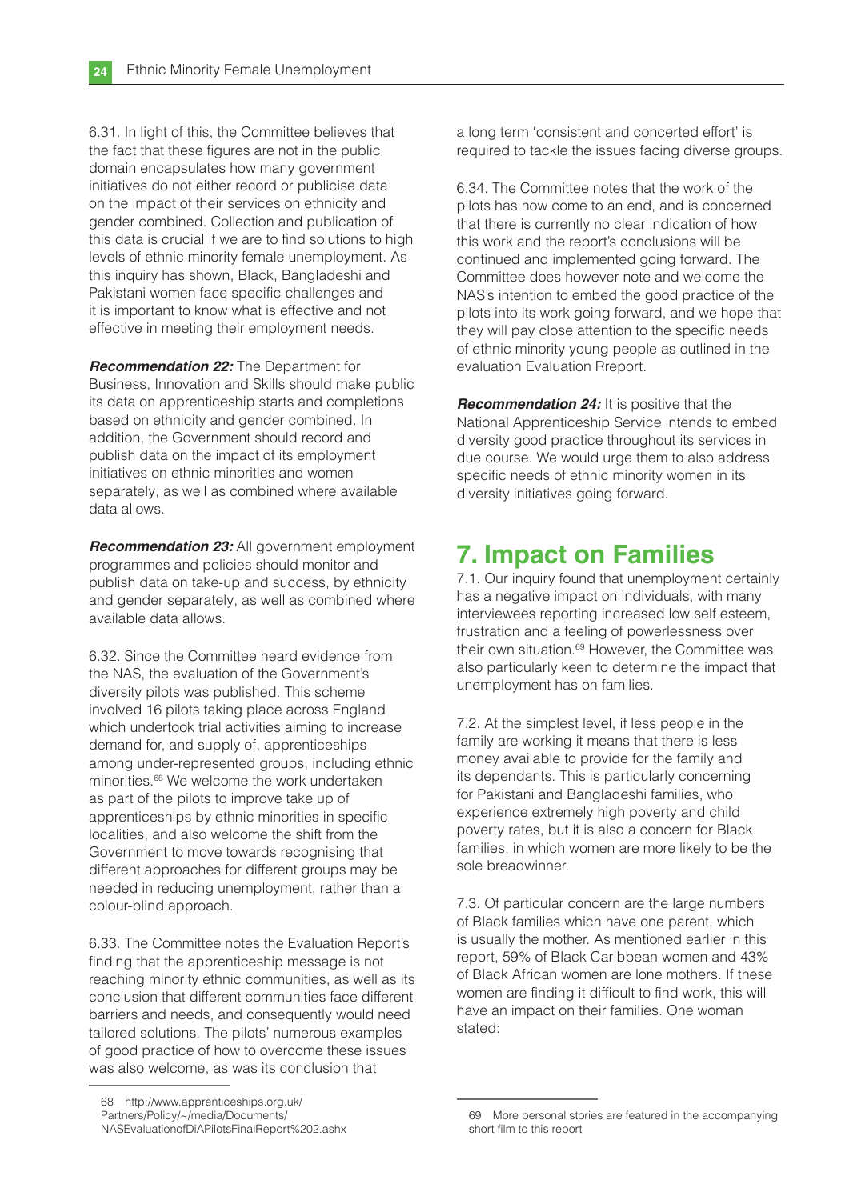6.31. In light of this, the Committee believes that the fact that these figures are not in the public domain encapsulates how many government initiatives do not either record or publicise data on the impact of their services on ethnicity and gender combined. Collection and publication of this data is crucial if we are to find solutions to high levels of ethnic minority female unemployment. As this inquiry has shown, Black, Bangladeshi and Pakistani women face specific challenges and it is important to know what is effective and not effective in meeting their employment needs.

***Recommendation 22:*** The Department for Business, Innovation and Skills should make public its data on apprenticeship starts and completions based on ethnicity and gender combined. In addition, the Government should record and publish data on the impact of its employment initiatives on ethnic minorities and women separately, as well as combined where available data allows.

***Recommendation 23:*** All government employment programmes and policies should monitor and publish data on take-up and success, by ethnicity and gender separately, as well as combined where available data allows.

6.32. Since the Committee heard evidence from the NAS, the evaluation of the Government's diversity pilots was published. This scheme involved 16 pilots taking place across England which undertook trial activities aiming to increase demand for, and supply of, apprenticeships among under-represented groups, including ethnic minorities.[68] We welcome the work undertaken as part of the pilots to improve take up of apprenticeships by ethnic minorities in specific localities, and also welcome the shift from the Government to move towards recognising that different approaches for different groups may be needed in reducing unemployment, rather than a colour-blind approach.

6.33. The Committee notes the Evaluation Report's finding that the apprenticeship message is not reaching minority ethnic communities, as well as its conclusion that different communities face different barriers and needs, and consequently would need tailored solutions. The pilots' numerous examples of good practice of how to overcome these issues was also welcome, as was its conclusion that a long term 'consistent and concerted effort' is required to tackle the issues facing diverse groups.

6.34. The Committee notes that the work of the pilots has now come to an end, and is concerned that there is currently no clear indication of how this work and the report's conclusions will be continued and implemented going forward. The Committee does however note and welcome the NAS's intention to embed the good practice of the pilots into its work going forward, and we hope that they will pay close attention to the specific needs of ethnic minority young people as outlined in the evaluation Evaluation Rreport.

***Recommendation 24:*** It is positive that the National Apprenticeship Service intends to embed diversity good practice throughout its services in due course. We would urge them to also address specific needs of ethnic minority women in its diversity initiatives going forward.

# 7. Impact on Families

7.1. Our inquiry found that unemployment certainly has a negative impact on individuals, with many interviewees reporting increased low self esteem, frustration and a feeling of powerlessness over their own situation.[69] However, the Committee was also particularly keen to determine the impact that unemployment has on families.

7.2. At the simplest level, if less people in the family are working it means that there is less money available to provide for the family and its dependants. This is particularly concerning for Pakistani and Bangladeshi families, who experience extremely high poverty and child poverty rates, but it is also a concern for Black families, in which women are more likely to be the sole breadwinner.

7.3. Of particular concern are the large numbers of Black families which have one parent, which is usually the mother. As mentioned earlier in this report, 59% of Black Caribbean women and 43% of Black African women are lone mothers. If these women are finding it difficult to find work, this will have an impact on their families. One woman stated:

---

68 http://www.apprenticeships.org.uk/Partners/Policy/~/media/Documents/NASEvaluationofDiAPilotsFinalReport%202.ashx

69 More personal stories are featured in the accompanying short film to this report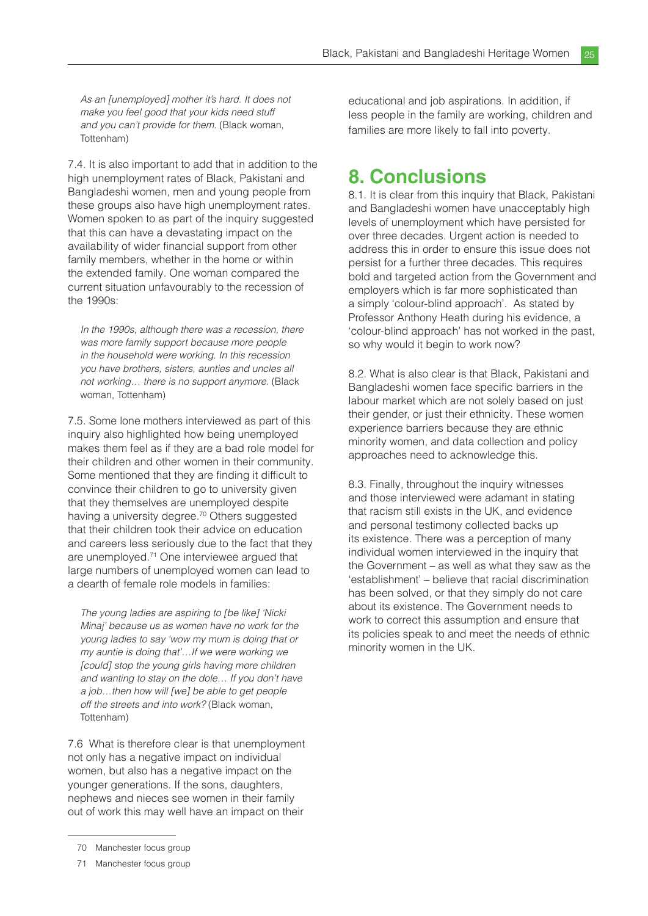*As an [unemployed] mother it's hard. It does not make you feel good that your kids need stuff and you can't provide for them.* (Black woman, Tottenham)

7.4. It is also important to add that in addition to the high unemployment rates of Black, Pakistani and Bangladeshi women, men and young people from these groups also have high unemployment rates. Women spoken to as part of the inquiry suggested that this can have a devastating impact on the availability of wider financial support from other family members, whether in the home or within the extended family. One woman compared the current situation unfavourably to the recession of the 1990s:

*In the 1990s, although there was a recession, there was more family support because more people in the household were working. In this recession you have brothers, sisters, aunties and uncles all not working… there is no support anymore.* (Black woman, Tottenham)

7.5. Some lone mothers interviewed as part of this inquiry also highlighted how being unemployed makes them feel as if they are a bad role model for their children and other women in their community. Some mentioned that they are finding it difficult to convince their children to go to university given that they themselves are unemployed despite having a university degree.[70] Others suggested that their children took their advice on education and careers less seriously due to the fact that they are unemployed.[71] One interviewee argued that large numbers of unemployed women can lead to a dearth of female role models in families:

*The young ladies are aspiring to [be like] 'Nicki Minaj' because us as women have no work for the young ladies to say 'wow my mum is doing that or my auntie is doing that'…If we were working we [could] stop the young girls having more children and wanting to stay on the dole… If you don't have a job…then how will [we] be able to get people off the streets and into work?* (Black woman, Tottenham)

7.6 What is therefore clear is that unemployment not only has a negative impact on individual women, but also has a negative impact on the younger generations. If the sons, daughters, nephews and nieces see women in their family out of work this may well have an impact on their educational and job aspirations. In addition, if less people in the family are working, children and families are more likely to fall into poverty.

## 8. Conclusions

8.1. It is clear from this inquiry that Black, Pakistani and Bangladeshi women have unacceptably high levels of unemployment which have persisted for over three decades. Urgent action is needed to address this in order to ensure this issue does not persist for a further three decades. This requires bold and targeted action from the Government and employers which is far more sophisticated than a simply 'colour-blind approach'. As stated by Professor Anthony Heath during his evidence, a 'colour-blind approach' has not worked in the past, so why would it begin to work now?

8.2. What is also clear is that Black, Pakistani and Bangladeshi women face specific barriers in the labour market which are not solely based on just their gender, or just their ethnicity. These women experience barriers because they are ethnic minority women, and data collection and policy approaches need to acknowledge this.

8.3. Finally, throughout the inquiry witnesses and those interviewed were adamant in stating that racism still exists in the UK, and evidence and personal testimony collected backs up its existence. There was a perception of many individual women interviewed in the inquiry that the Government – as well as what they saw as the 'establishment' – believe that racial discrimination has been solved, or that they simply do not care about its existence. The Government needs to work to correct this assumption and ensure that its policies speak to and meet the needs of ethnic minority women in the UK.

---

70 Manchester focus group

71 Manchester focus group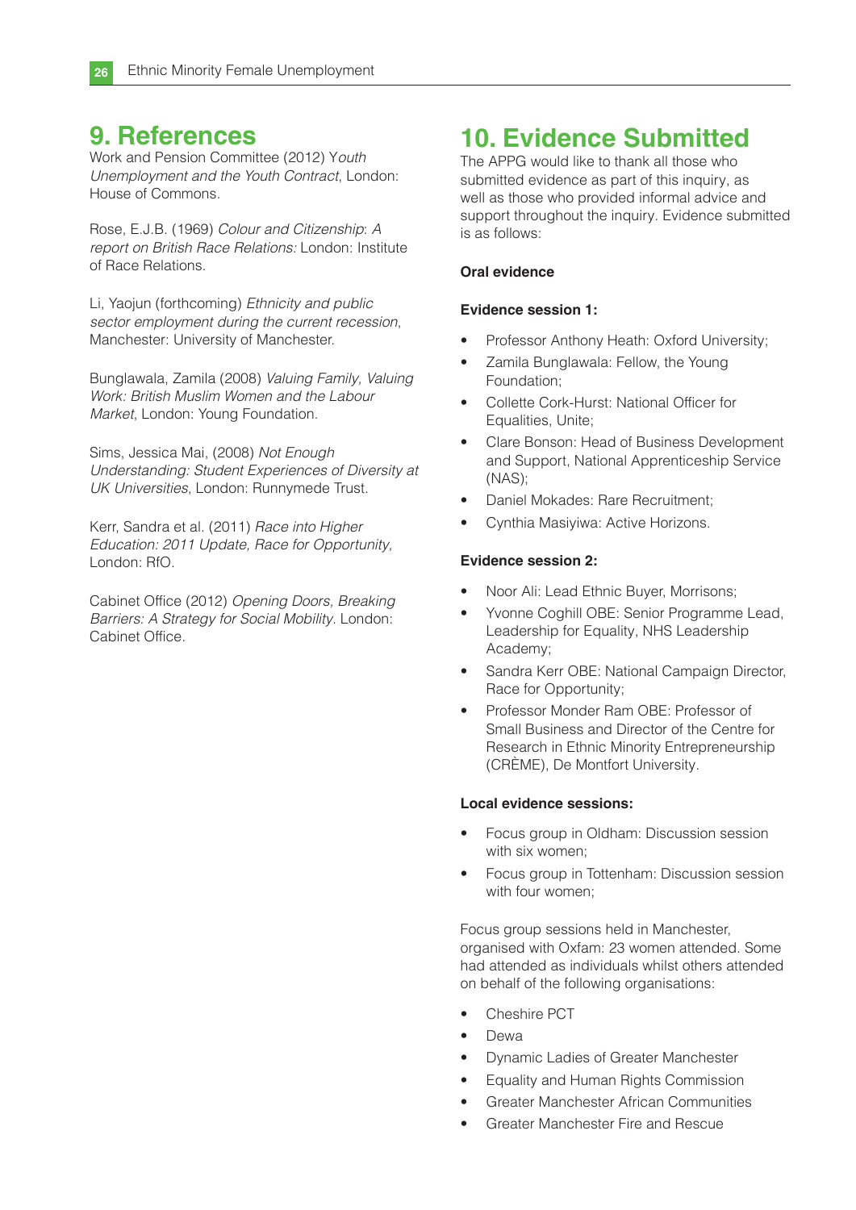# 9. References

Work and Pension Committee (2012) *Youth Unemployment and the Youth Contract*, London: House of Commons.

Rose, E.J.B. (1969) *Colour and Citizenship*: *A report on British Race Relations:* London: Institute of Race Relations.

Li, Yaojun (forthcoming) *Ethnicity and public sector employment during the current recession*, Manchester: University of Manchester.

Bunglawala, Zamila (2008) *Valuing Family, Valuing Work: British Muslim Women and the Labour Market*, London: Young Foundation.

Sims, Jessica Mai, (2008) *Not Enough Understanding: Student Experiences of Diversity at UK Universities*, London: Runnymede Trust.

Kerr, Sandra et al. (2011) *Race into Higher Education: 2011 Update, Race for Opportunity,* London: RfO.

Cabinet Office (2012) *Opening Doors, Breaking Barriers: A Strategy for Social Mobility*. London: Cabinet Office.

# 10. Evidence Submitted

The APPG would like to thank all those who submitted evidence as part of this inquiry, as well as those who provided informal advice and support throughout the inquiry. Evidence submitted is as follows:

**Oral evidence**

**Evidence session 1:**

- Professor Anthony Heath: Oxford University;
- Zamila Bunglawala: Fellow, the Young Foundation;
- Collette Cork-Hurst: National Officer for Equalities, Unite;
- Clare Bonson: Head of Business Development and Support, National Apprenticeship Service (NAS);
- Daniel Mokades: Rare Recruitment;
- Cynthia Masiyiwa: Active Horizons.

**Evidence session 2:**

- Noor Ali: Lead Ethnic Buyer, Morrisons;
- Yvonne Coghill OBE: Senior Programme Lead, Leadership for Equality, NHS Leadership Academy;
- Sandra Kerr OBE: National Campaign Director, Race for Opportunity;
- Professor Monder Ram OBE: Professor of Small Business and Director of the Centre for Research in Ethnic Minority Entrepreneurship (CRÈME), De Montfort University.

**Local evidence sessions:**

- Focus group in Oldham: Discussion session with six women;
- Focus group in Tottenham: Discussion session with four women;

Focus group sessions held in Manchester, organised with Oxfam: 23 women attended. Some had attended as individuals whilst others attended on behalf of the following organisations:

- Cheshire PCT
- Dewa
- Dynamic Ladies of Greater Manchester
- Equality and Human Rights Commission
- Greater Manchester African Communities
- Greater Manchester Fire and Rescue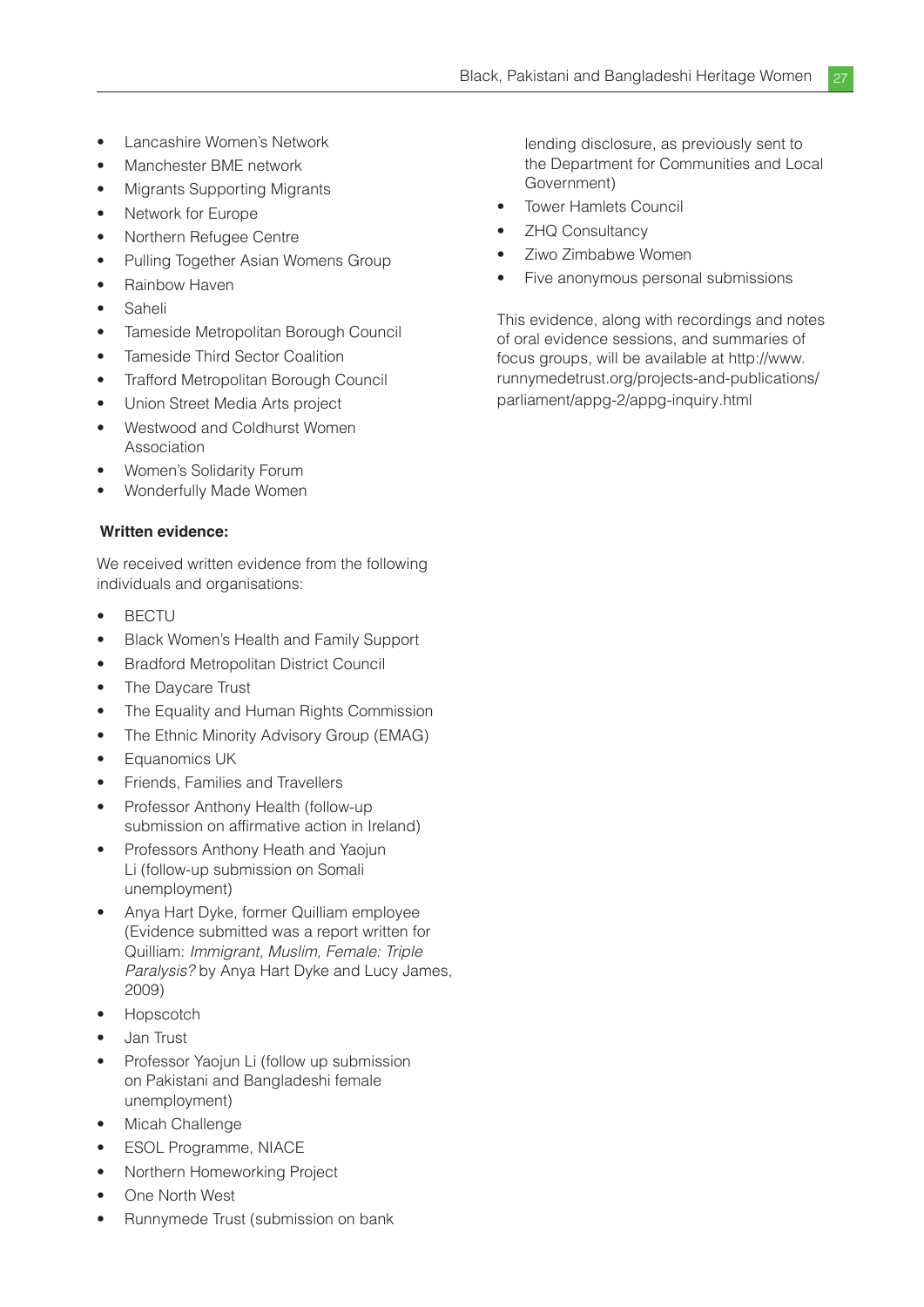- Lancashire Women's Network
- Manchester BME network
- Migrants Supporting Migrants
- Network for Europe
- Northern Refugee Centre
- Pulling Together Asian Womens Group
- Rainbow Haven
- Saheli
- Tameside Metropolitan Borough Council
- Tameside Third Sector Coalition
- Trafford Metropolitan Borough Council
- Union Street Media Arts project
- Westwood and Coldhurst Women Association
- Women's Solidarity Forum
- Wonderfully Made Women

**Written evidence:**

We received written evidence from the following individuals and organisations:

- BECTU
- Black Women's Health and Family Support
- Bradford Metropolitan District Council
- The Daycare Trust
- The Equality and Human Rights Commission
- The Ethnic Minority Advisory Group (EMAG)
- Equanomics UK
- Friends, Families and Travellers
- Professor Anthony Health (follow-up submission on affirmative action in Ireland)
- Professors Anthony Heath and Yaojun Li (follow-up submission on Somali unemployment)
- Anya Hart Dyke, former Quilliam employee (Evidence submitted was a report written for Quilliam: *Immigrant, Muslim, Female: Triple Paralysis?* by Anya Hart Dyke and Lucy James, 2009)
- Hopscotch
- Jan Trust
- Professor Yaojun Li (follow up submission on Pakistani and Bangladeshi female unemployment)
- Micah Challenge
- ESOL Programme, NIACE
- Northern Homeworking Project
- One North West
- Runnymede Trust (submission on bank lending disclosure, as previously sent to the Department for Communities and Local Government)
- Tower Hamlets Council
- ZHQ Consultancy
- Ziwo Zimbabwe Women
- Five anonymous personal submissions

This evidence, along with recordings and notes of oral evidence sessions, and summaries of focus groups, will be available at http://www.runnymedetrust.org/projects-and-publications/parliament/appg-2/appg-inquiry.html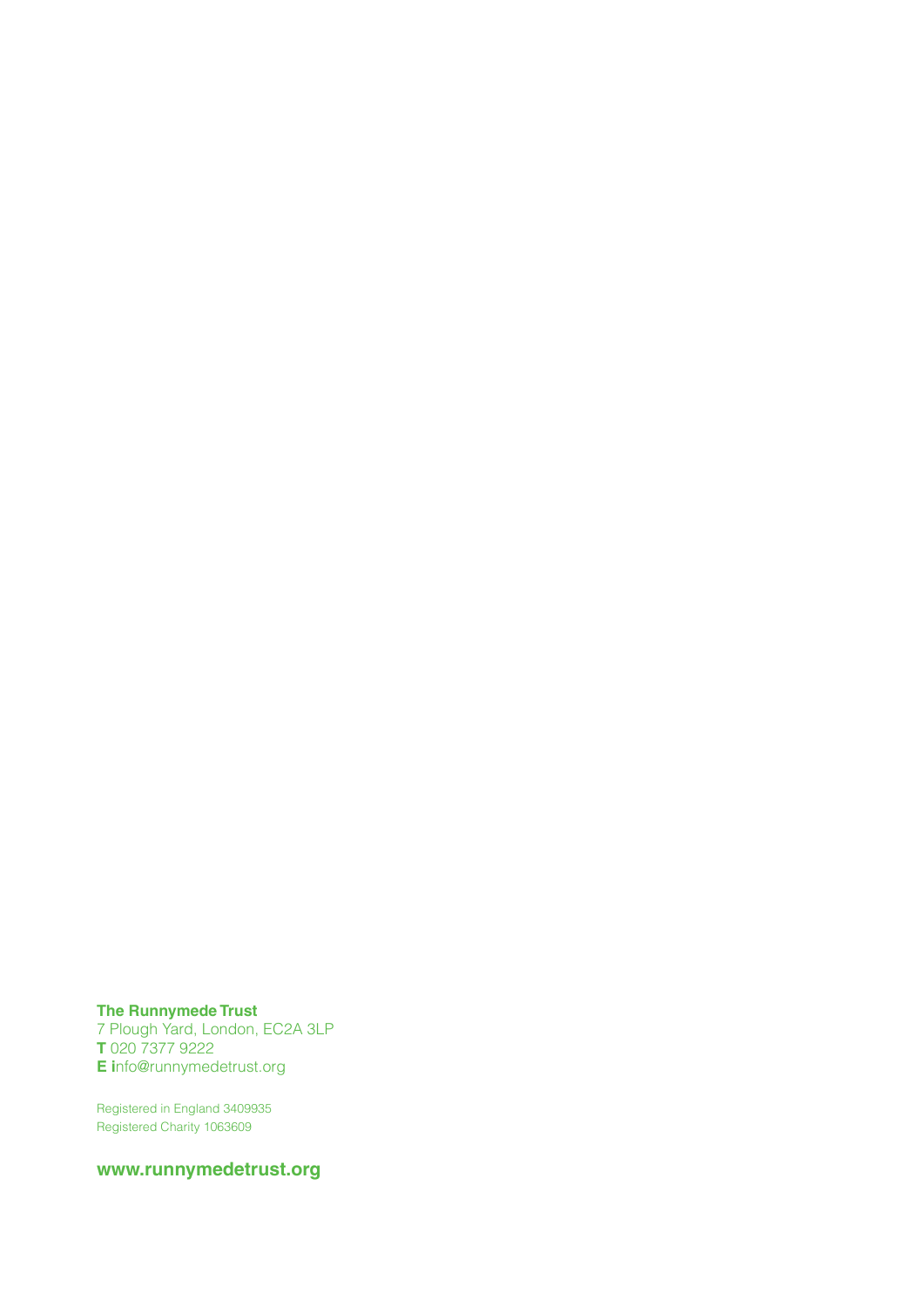**The Runnymede Trust**
7 Plough Yard, London, EC2A 3LP
**T** 020 7377 9222
**E i**nfo@runnymedetrust.org

Registered in England 3409935
Registered Charity 1063609

**www.runnymedetrust.org**